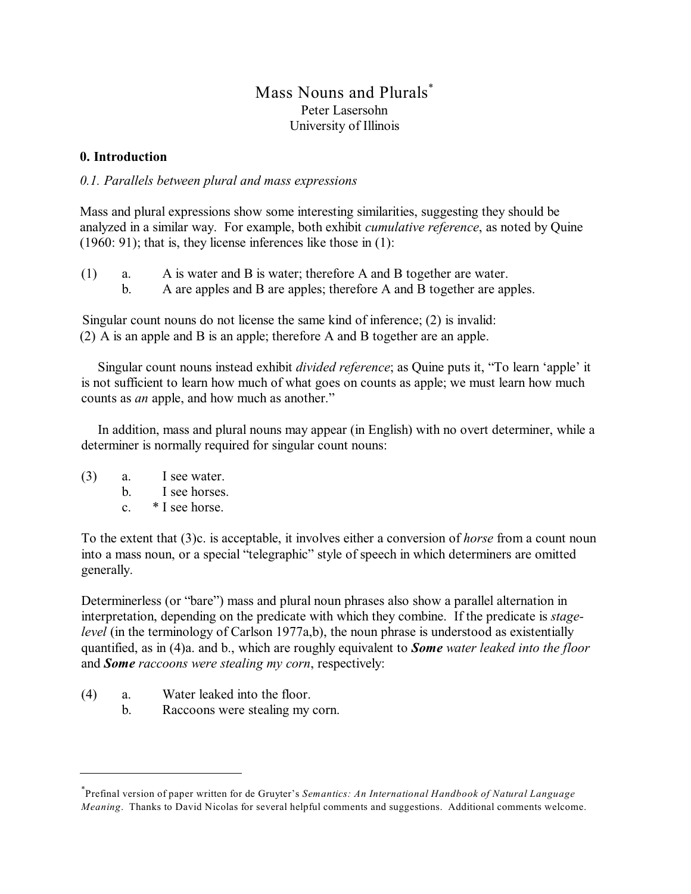# Mass Nouns and Plurals[*]

Peter Lasersohn
University of Illinois

## 0. Introduction

### *0.1. Parallels between plural and mass expressions*

Mass and plural expressions show some interesting similarities, suggesting they should be analyzed in a similar way. For example, both exhibit *cumulative reference*, as noted by Quine (1960: 91); that is, they license inferences like those in (1):

(1) a. A is water and B is water; therefore A and B together are water.
  b. A are apples and B are apples; therefore A and B together are apples.

Singular count nouns do not license the same kind of inference; (2) is invalid:
(2) A is an apple and B is an apple; therefore A and B together are an apple.

Singular count nouns instead exhibit *divided reference*; as Quine puts it, "To learn 'apple' it is not sufficient to learn how much of what goes on counts as apple; we must learn how much counts as *an* apple, and how much as another."

In addition, mass and plural nouns may appear (in English) with no overt determiner, while a determiner is normally required for singular count nouns:

(3) a. I see water.
  b. I see horses.
  c. * I see horse.

To the extent that (3)c. is acceptable, it involves either a conversion of *horse* from a count noun into a mass noun, or a special "telegraphic" style of speech in which determiners are omitted generally.

Determinerless (or "bare") mass and plural noun phrases also show a parallel alternation in interpretation, depending on the predicate with which they combine. If the predicate is *stage-level* (in the terminology of Carlson 1977a,b), the noun phrase is understood as existentially quantified, as in (4)a. and b., which are roughly equivalent to ***Some*** *water leaked into the floor* and ***Some*** *raccoons were stealing my corn*, respectively:

(4) a. Water leaked into the floor.
  b. Raccoons were stealing my corn.

---

[*] Prefinal version of paper written for de Gruyter's *Semantics: An International Handbook of Natural Language Meaning*. Thanks to David Nicolas for several helpful comments and suggestions. Additional comments welcome.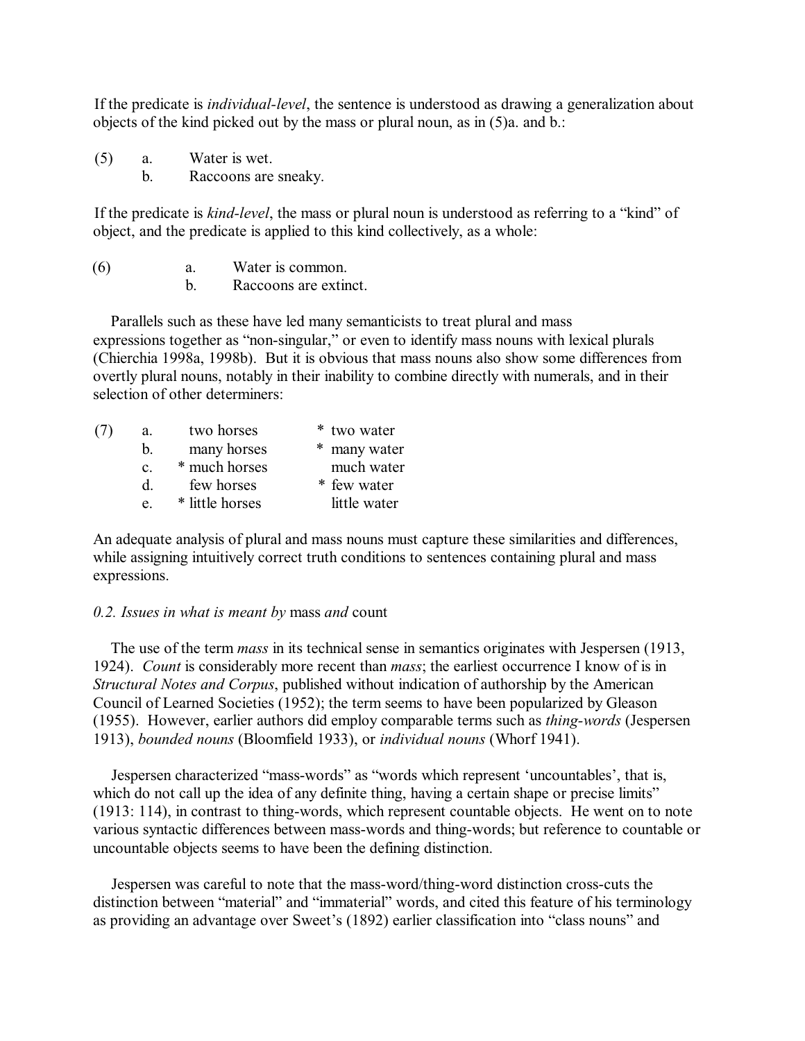If the predicate is *individual-level*, the sentence is understood as drawing a generalization about objects of the kind picked out by the mass or plural noun, as in (5)a. and b.:

(5) a. Water is wet.
    b. Raccoons are sneaky.

If the predicate is *kind-level*, the mass or plural noun is understood as referring to a "kind" of object, and the predicate is applied to this kind collectively, as a whole:

(6) a. Water is common.
    b. Raccoons are extinct.

Parallels such as these have led many semanticists to treat plural and mass expressions together as "non-singular," or even to identify mass nouns with lexical plurals (Chierchia 1998a, 1998b). But it is obvious that mass nouns also show some differences from overtly plural nouns, notably in their inability to combine directly with numerals, and in their selection of other determiners:

| (7) | | |
|---|---|---|
| a. | two horses | * two water |
| b. | many horses | * many water |
| c. | * much horses | much water |
| d. | few horses | * few water |
| e. | * little horses | little water |

An adequate analysis of plural and mass nouns must capture these similarities and differences, while assigning intuitively correct truth conditions to sentences containing plural and mass expressions.

*0.2. Issues in what is meant by* mass *and* count

The use of the term *mass* in its technical sense in semantics originates with Jespersen (1913, 1924). *Count* is considerably more recent than *mass*; the earliest occurrence I know of is in *Structural Notes and Corpus*, published without indication of authorship by the American Council of Learned Societies (1952); the term seems to have been popularized by Gleason (1955). However, earlier authors did employ comparable terms such as *thing-words* (Jespersen 1913), *bounded nouns* (Bloomfield 1933), or *individual nouns* (Whorf 1941).

Jespersen characterized "mass-words" as "words which represent 'uncountables', that is, which do not call up the idea of any definite thing, having a certain shape or precise limits" (1913: 114), in contrast to thing-words, which represent countable objects. He went on to note various syntactic differences between mass-words and thing-words; but reference to countable or uncountable objects seems to have been the defining distinction.

Jespersen was careful to note that the mass-word/thing-word distinction cross-cuts the distinction between "material" and "immaterial" words, and cited this feature of his terminology as providing an advantage over Sweet's (1892) earlier classification into "class nouns" and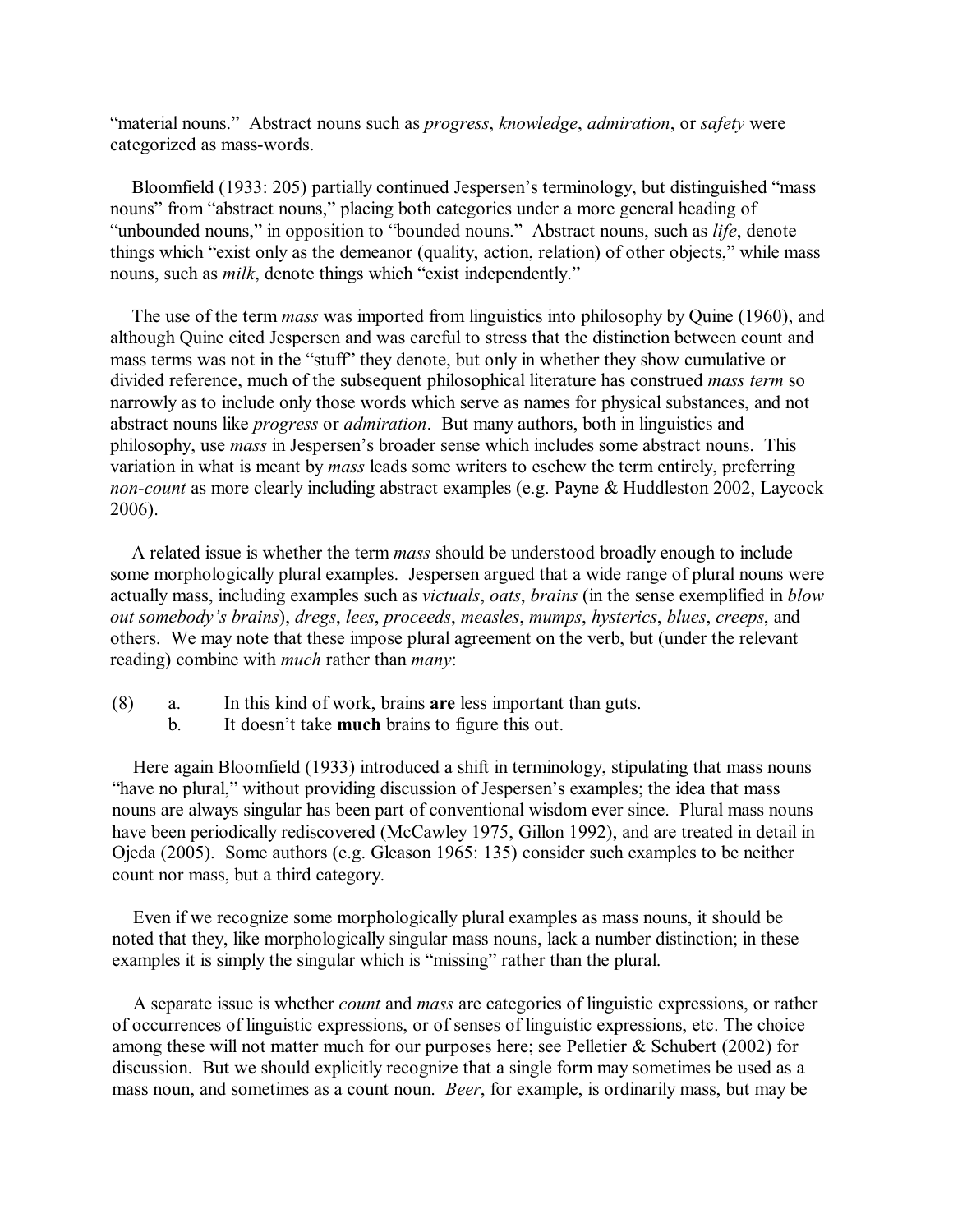"material nouns." Abstract nouns such as *progress*, *knowledge*, *admiration*, or *safety* were categorized as mass-words.

Bloomfield (1933: 205) partially continued Jespersen's terminology, but distinguished "mass nouns" from "abstract nouns," placing both categories under a more general heading of "unbounded nouns," in opposition to "bounded nouns." Abstract nouns, such as *life*, denote things which "exist only as the demeanor (quality, action, relation) of other objects," while mass nouns, such as *milk*, denote things which "exist independently."

The use of the term *mass* was imported from linguistics into philosophy by Quine (1960), and although Quine cited Jespersen and was careful to stress that the distinction between count and mass terms was not in the "stuff" they denote, but only in whether they show cumulative or divided reference, much of the subsequent philosophical literature has construed *mass term* so narrowly as to include only those words which serve as names for physical substances, and not abstract nouns like *progress* or *admiration*. But many authors, both in linguistics and philosophy, use *mass* in Jespersen's broader sense which includes some abstract nouns. This variation in what is meant by *mass* leads some writers to eschew the term entirely, preferring *non-count* as more clearly including abstract examples (e.g. Payne & Huddleston 2002, Laycock 2006).

A related issue is whether the term *mass* should be understood broadly enough to include some morphologically plural examples. Jespersen argued that a wide range of plural nouns were actually mass, including examples such as *victuals*, *oats*, *brains* (in the sense exemplified in *blow out somebody's brains*), *dregs*, *lees*, *proceeds*, *measles*, *mumps*, *hysterics*, *blues*, *creeps*, and others. We may note that these impose plural agreement on the verb, but (under the relevant reading) combine with *much* rather than *many*:

(8) a. In this kind of work, brains **are** less important than guts.
    b. It doesn't take **much** brains to figure this out.

Here again Bloomfield (1933) introduced a shift in terminology, stipulating that mass nouns "have no plural," without providing discussion of Jespersen's examples; the idea that mass nouns are always singular has been part of conventional wisdom ever since. Plural mass nouns have been periodically rediscovered (McCawley 1975, Gillon 1992), and are treated in detail in Ojeda (2005). Some authors (e.g. Gleason 1965: 135) consider such examples to be neither count nor mass, but a third category.

Even if we recognize some morphologically plural examples as mass nouns, it should be noted that they, like morphologically singular mass nouns, lack a number distinction; in these examples it is simply the singular which is "missing" rather than the plural.

A separate issue is whether *count* and *mass* are categories of linguistic expressions, or rather of occurrences of linguistic expressions, or of senses of linguistic expressions, etc. The choice among these will not matter much for our purposes here; see Pelletier & Schubert (2002) for discussion. But we should explicitly recognize that a single form may sometimes be used as a mass noun, and sometimes as a count noun. *Beer*, for example, is ordinarily mass, but may be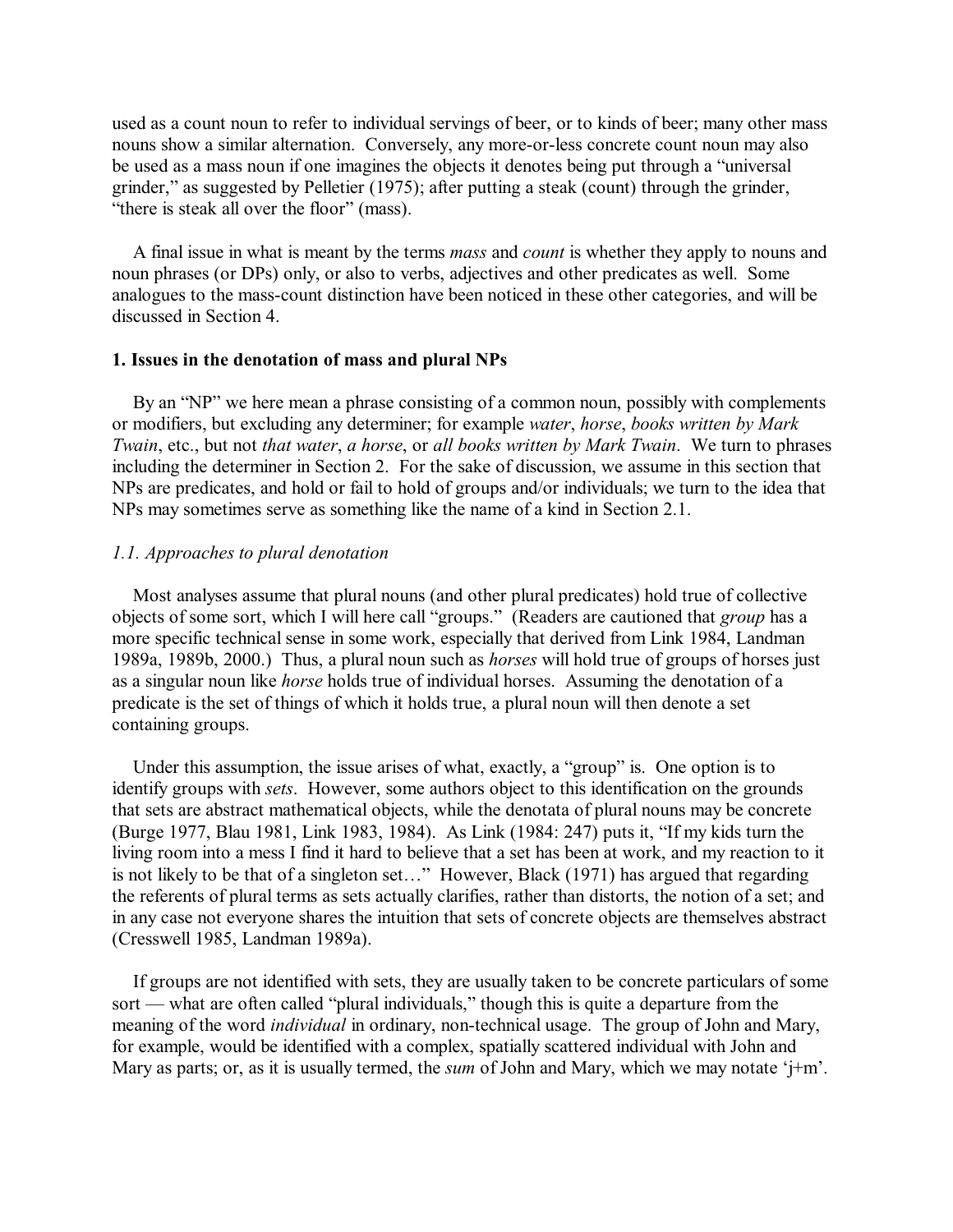used as a count noun to refer to individual servings of beer, or to kinds of beer; many other mass nouns show a similar alternation. Conversely, any more-or-less concrete count noun may also be used as a mass noun if one imagines the objects it denotes being put through a "universal grinder," as suggested by Pelletier (1975); after putting a steak (count) through the grinder, "there is steak all over the floor" (mass).

A final issue in what is meant by the terms *mass* and *count* is whether they apply to nouns and noun phrases (or DPs) only, or also to verbs, adjectives and other predicates as well. Some analogues to the mass-count distinction have been noticed in these other categories, and will be discussed in Section 4.

## 1. Issues in the denotation of mass and plural NPs

By an "NP" we here mean a phrase consisting of a common noun, possibly with complements or modifiers, but excluding any determiner; for example *water*, *horse*, *books written by Mark Twain*, etc., but not *that water*, *a horse*, or *all books written by Mark Twain*. We turn to phrases including the determiner in Section 2. For the sake of discussion, we assume in this section that NPs are predicates, and hold or fail to hold of groups and/or individuals; we turn to the idea that NPs may sometimes serve as something like the name of a kind in Section 2.1.

### *1.1. Approaches to plural denotation*

Most analyses assume that plural nouns (and other plural predicates) hold true of collective objects of some sort, which I will here call "groups." (Readers are cautioned that *group* has a more specific technical sense in some work, especially that derived from Link 1984, Landman 1989a, 1989b, 2000.) Thus, a plural noun such as *horses* will hold true of groups of horses just as a singular noun like *horse* holds true of individual horses. Assuming the denotation of a predicate is the set of things of which it holds true, a plural noun will then denote a set containing groups.

Under this assumption, the issue arises of what, exactly, a "group" is. One option is to identify groups with *sets*. However, some authors object to this identification on the grounds that sets are abstract mathematical objects, while the denotata of plural nouns may be concrete (Burge 1977, Blau 1981, Link 1983, 1984). As Link (1984: 247) puts it, "If my kids turn the living room into a mess I find it hard to believe that a set has been at work, and my reaction to it is not likely to be that of a singleton set…" However, Black (1971) has argued that regarding the referents of plural terms as sets actually clarifies, rather than distorts, the notion of a set; and in any case not everyone shares the intuition that sets of concrete objects are themselves abstract (Cresswell 1985, Landman 1989a).

If groups are not identified with sets, they are usually taken to be concrete particulars of some sort — what are often called "plural individuals," though this is quite a departure from the meaning of the word *individual* in ordinary, non-technical usage. The group of John and Mary, for example, would be identified with a complex, spatially scattered individual with John and Mary as parts; or, as it is usually termed, the *sum* of John and Mary, which we may notate 'j+m'.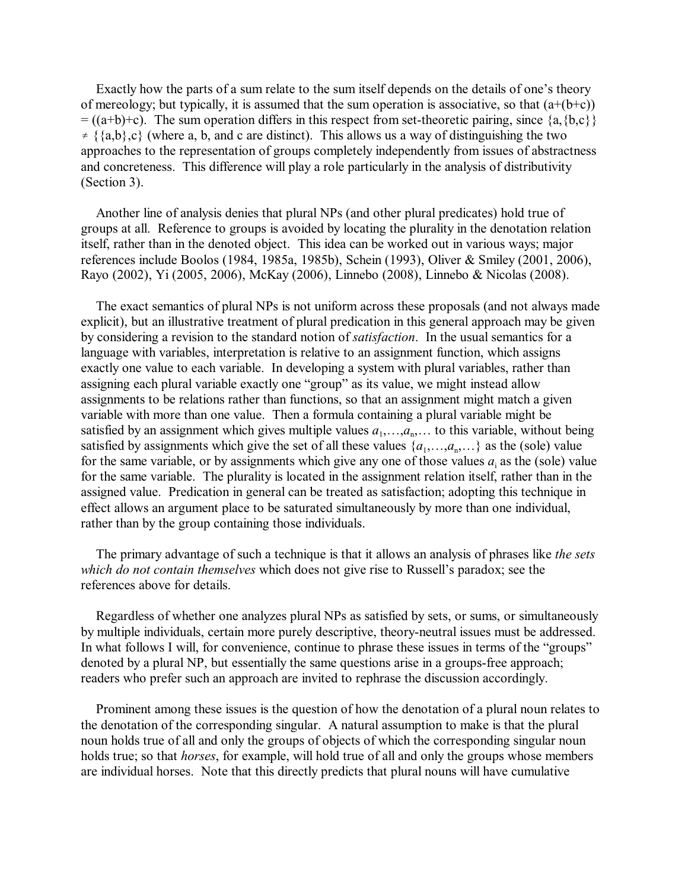Exactly how the parts of a sum relate to the sum itself depends on the details of one's theory of mereology; but typically, it is assumed that the sum operation is associative, so that $(a+(b+c)) = ((a+b)+c)$. The sum operation differs in this respect from set-theoretic pairing, since $\{a,\{b,c\}\} \neq \{\{a,b\},c\}$ (where a, b, and c are distinct). This allows us a way of distinguishing the two approaches to the representation of groups completely independently from issues of abstractness and concreteness. This difference will play a role particularly in the analysis of distributivity (Section 3).

Another line of analysis denies that plural NPs (and other plural predicates) hold true of groups at all. Reference to groups is avoided by locating the plurality in the denotation relation itself, rather than in the denoted object. This idea can be worked out in various ways; major references include Boolos (1984, 1985a, 1985b), Schein (1993), Oliver & Smiley (2001, 2006), Rayo (2002), Yi (2005, 2006), McKay (2006), Linnebo (2008), Linnebo & Nicolas (2008).

The exact semantics of plural NPs is not uniform across these proposals (and not always made explicit), but an illustrative treatment of plural predication in this general approach may be given by considering a revision to the standard notion of *satisfaction*. In the usual semantics for a language with variables, interpretation is relative to an assignment function, which assigns exactly one value to each variable. In developing a system with plural variables, rather than assigning each plural variable exactly one "group" as its value, we might instead allow assignments to be relations rather than functions, so that an assignment might match a given variable with more than one value. Then a formula containing a plural variable might be satisfied by an assignment which gives multiple values $a_1,\ldots,a_n,\ldots$ to this variable, without being satisfied by assignments which give the set of all these values $\{a_1,\ldots,a_n,\ldots\}$ as the (sole) value for the same variable, or by assignments which give any one of those values $a_i$ as the (sole) value for the same variable. The plurality is located in the assignment relation itself, rather than in the assigned value. Predication in general can be treated as satisfaction; adopting this technique in effect allows an argument place to be saturated simultaneously by more than one individual, rather than by the group containing those individuals.

The primary advantage of such a technique is that it allows an analysis of phrases like *the sets which do not contain themselves* which does not give rise to Russell's paradox; see the references above for details.

Regardless of whether one analyzes plural NPs as satisfied by sets, or sums, or simultaneously by multiple individuals, certain more purely descriptive, theory-neutral issues must be addressed. In what follows I will, for convenience, continue to phrase these issues in terms of the "groups" denoted by a plural NP, but essentially the same questions arise in a groups-free approach; readers who prefer such an approach are invited to rephrase the discussion accordingly.

Prominent among these issues is the question of how the denotation of a plural noun relates to the denotation of the corresponding singular. A natural assumption to make is that the plural noun holds true of all and only the groups of objects of which the corresponding singular noun holds true; so that *horses*, for example, will hold true of all and only the groups whose members are individual horses. Note that this directly predicts that plural nouns will have cumulative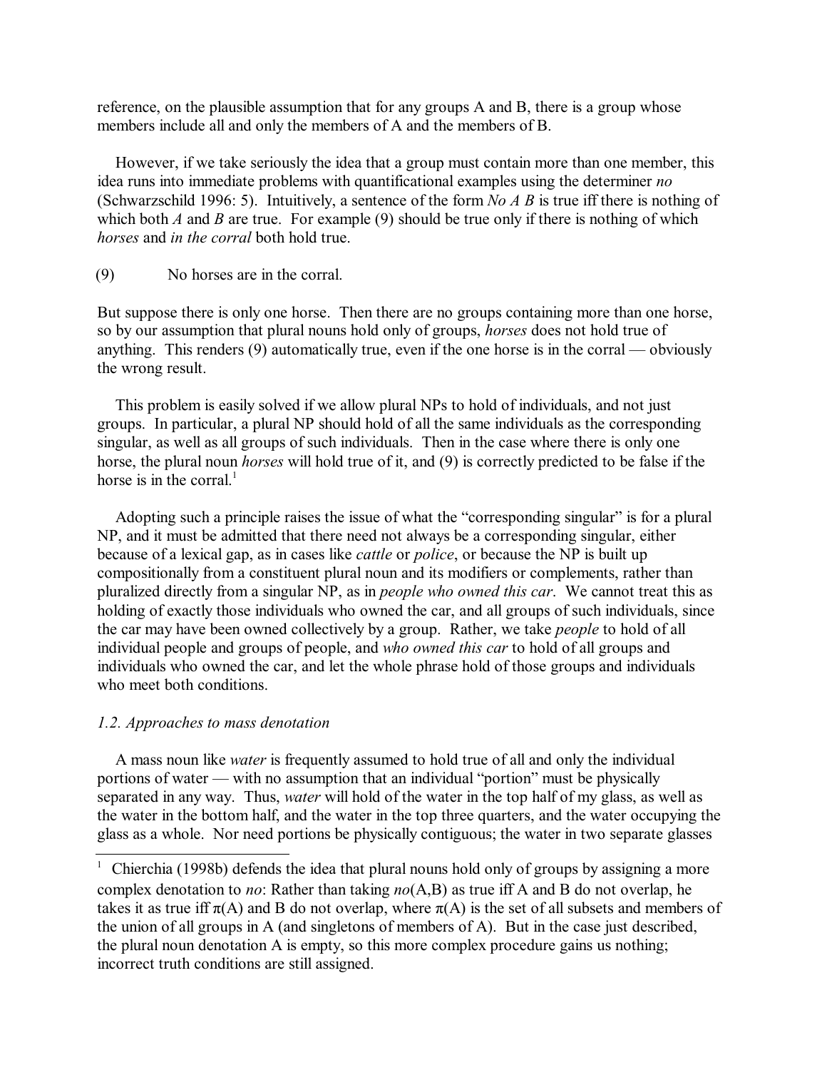reference, on the plausible assumption that for any groups A and B, there is a group whose members include all and only the members of A and the members of B.

However, if we take seriously the idea that a group must contain more than one member, this idea runs into immediate problems with quantificational examples using the determiner *no* (Schwarzschild 1996: 5). Intuitively, a sentence of the form *No A B* is true iff there is nothing of which both *A* and *B* are true. For example (9) should be true only if there is nothing of which *horses* and *in the corral* both hold true.

(9) No horses are in the corral.

But suppose there is only one horse. Then there are no groups containing more than one horse, so by our assumption that plural nouns hold only of groups, *horses* does not hold true of anything. This renders (9) automatically true, even if the one horse is in the corral — obviously the wrong result.

This problem is easily solved if we allow plural NPs to hold of individuals, and not just groups. In particular, a plural NP should hold of all the same individuals as the corresponding singular, as well as all groups of such individuals. Then in the case where there is only one horse, the plural noun *horses* will hold true of it, and (9) is correctly predicted to be false if the horse is in the corral.[1]

Adopting such a principle raises the issue of what the "corresponding singular" is for a plural NP, and it must be admitted that there need not always be a corresponding singular, either because of a lexical gap, as in cases like *cattle* or *police*, or because the NP is built up compositionally from a constituent plural noun and its modifiers or complements, rather than pluralized directly from a singular NP, as in *people who owned this car*. We cannot treat this as holding of exactly those individuals who owned the car, and all groups of such individuals, since the car may have been owned collectively by a group. Rather, we take *people* to hold of all individual people and groups of people, and *who owned this car* to hold of all groups and individuals who owned the car, and let the whole phrase hold of those groups and individuals who meet both conditions.

### *1.2. Approaches to mass denotation*

A mass noun like *water* is frequently assumed to hold true of all and only the individual portions of water — with no assumption that an individual "portion" must be physically separated in any way. Thus, *water* will hold of the water in the top half of my glass, as well as the water in the bottom half, and the water in the top three quarters, and the water occupying the glass as a whole. Nor need portions be physically contiguous; the water in two separate glasses

---

[1] Chierchia (1998b) defends the idea that plural nouns hold only of groups by assigning a more complex denotation to *no*: Rather than taking *no*(A,B) as true iff A and B do not overlap, he takes it as true iff $\pi$(A) and B do not overlap, where $\pi$(A) is the set of all subsets and members of the union of all groups in A (and singletons of members of A). But in the case just described, the plural noun denotation A is empty, so this more complex procedure gains us nothing; incorrect truth conditions are still assigned.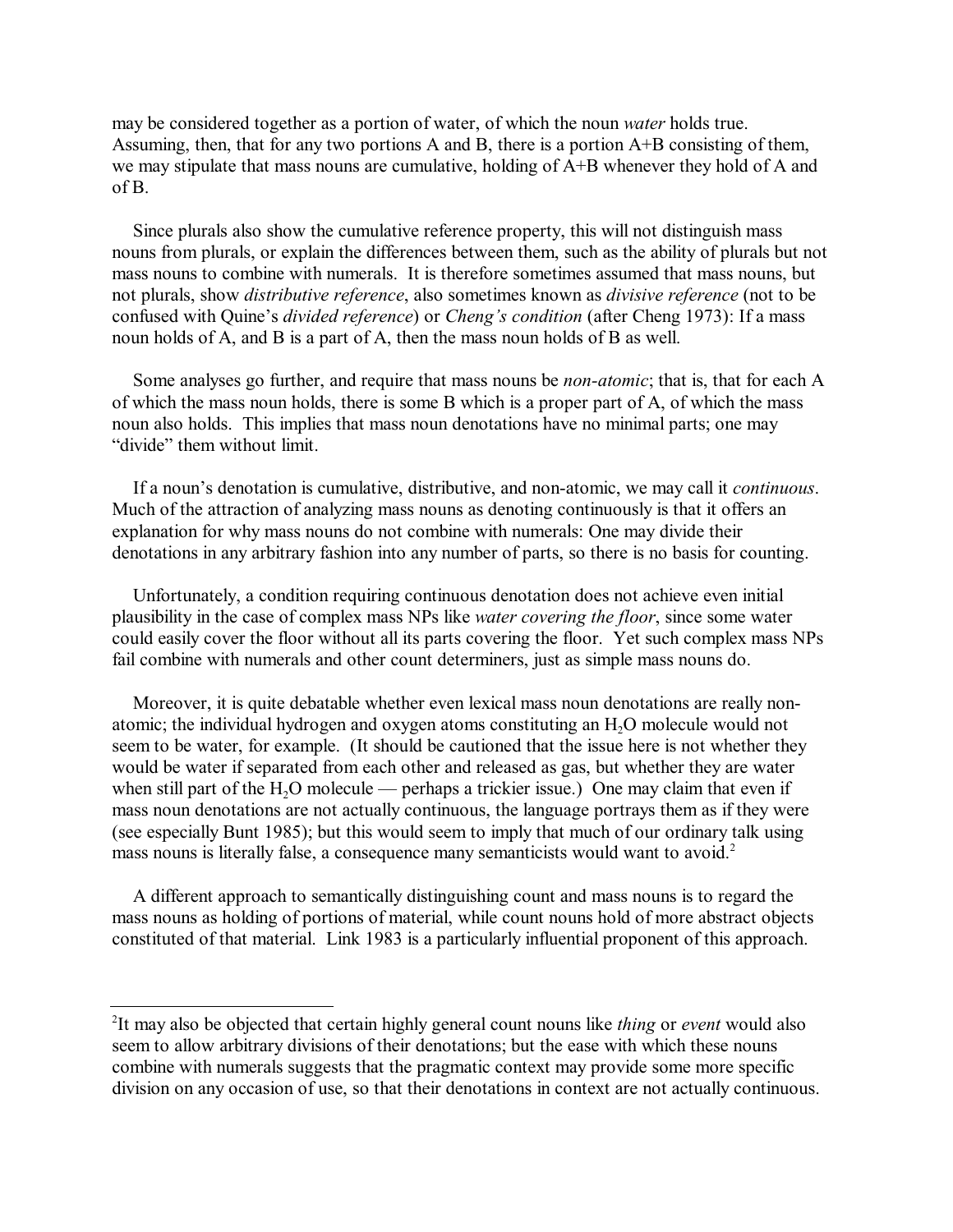may be considered together as a portion of water, of which the noun *water* holds true. Assuming, then, that for any two portions A and B, there is a portion A+B consisting of them, we may stipulate that mass nouns are cumulative, holding of A+B whenever they hold of A and of B.

Since plurals also show the cumulative reference property, this will not distinguish mass nouns from plurals, or explain the differences between them, such as the ability of plurals but not mass nouns to combine with numerals. It is therefore sometimes assumed that mass nouns, but not plurals, show *distributive reference*, also sometimes known as *divisive reference* (not to be confused with Quine's *divided reference*) or *Cheng's condition* (after Cheng 1973): If a mass noun holds of A, and B is a part of A, then the mass noun holds of B as well.

Some analyses go further, and require that mass nouns be *non-atomic*; that is, that for each A of which the mass noun holds, there is some B which is a proper part of A, of which the mass noun also holds. This implies that mass noun denotations have no minimal parts; one may "divide" them without limit.

If a noun's denotation is cumulative, distributive, and non-atomic, we may call it *continuous*. Much of the attraction of analyzing mass nouns as denoting continuously is that it offers an explanation for why mass nouns do not combine with numerals: One may divide their denotations in any arbitrary fashion into any number of parts, so there is no basis for counting.

Unfortunately, a condition requiring continuous denotation does not achieve even initial plausibility in the case of complex mass NPs like *water covering the floor*, since some water could easily cover the floor without all its parts covering the floor. Yet such complex mass NPs fail combine with numerals and other count determiners, just as simple mass nouns do.

Moreover, it is quite debatable whether even lexical mass noun denotations are really non-atomic; the individual hydrogen and oxygen atoms constituting an $H_2O$ molecule would not seem to be water, for example. (It should be cautioned that the issue here is not whether they would be water if separated from each other and released as gas, but whether they are water when still part of the $H_2O$ molecule — perhaps a trickier issue.) One may claim that even if mass noun denotations are not actually continuous, the language portrays them as if they were (see especially Bunt 1985); but this would seem to imply that much of our ordinary talk using mass nouns is literally false, a consequence many semanticists would want to avoid.[2]

A different approach to semantically distinguishing count and mass nouns is to regard the mass nouns as holding of portions of material, while count nouns hold of more abstract objects constituted of that material. Link 1983 is a particularly influential proponent of this approach.

---

[2]It may also be objected that certain highly general count nouns like *thing* or *event* would also seem to allow arbitrary divisions of their denotations; but the ease with which these nouns combine with numerals suggests that the pragmatic context may provide some more specific division on any occasion of use, so that their denotations in context are not actually continuous.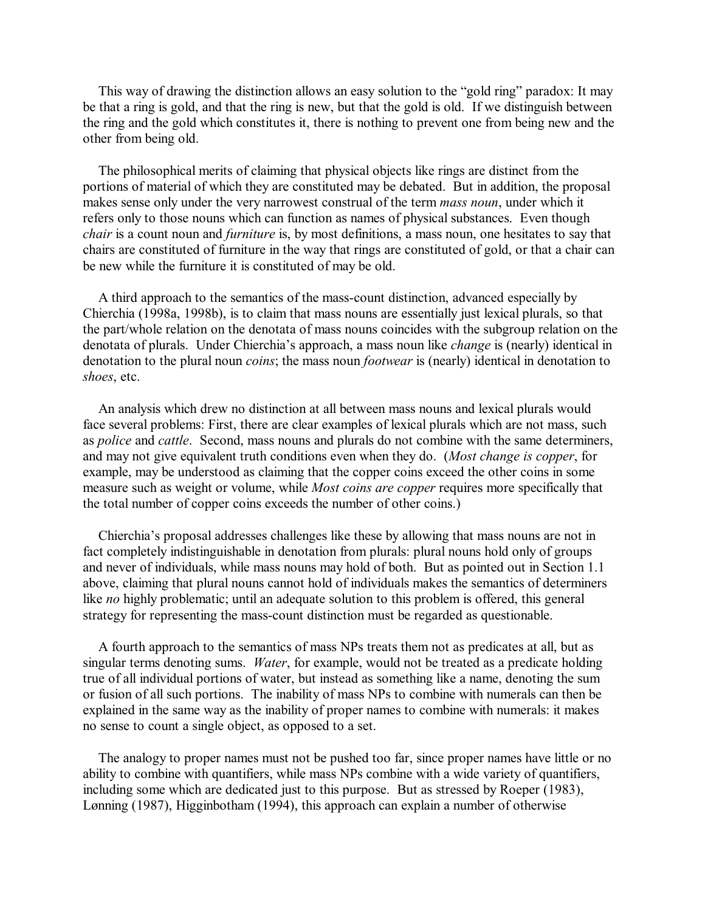This way of drawing the distinction allows an easy solution to the "gold ring" paradox: It may be that a ring is gold, and that the ring is new, but that the gold is old. If we distinguish between the ring and the gold which constitutes it, there is nothing to prevent one from being new and the other from being old.

The philosophical merits of claiming that physical objects like rings are distinct from the portions of material of which they are constituted may be debated. But in addition, the proposal makes sense only under the very narrowest construal of the term *mass noun*, under which it refers only to those nouns which can function as names of physical substances. Even though *chair* is a count noun and *furniture* is, by most definitions, a mass noun, one hesitates to say that chairs are constituted of furniture in the way that rings are constituted of gold, or that a chair can be new while the furniture it is constituted of may be old.

A third approach to the semantics of the mass-count distinction, advanced especially by Chierchia (1998a, 1998b), is to claim that mass nouns are essentially just lexical plurals, so that the part/whole relation on the denotata of mass nouns coincides with the subgroup relation on the denotata of plurals. Under Chierchia's approach, a mass noun like *change* is (nearly) identical in denotation to the plural noun *coins*; the mass noun *footwear* is (nearly) identical in denotation to *shoes*, etc.

An analysis which drew no distinction at all between mass nouns and lexical plurals would face several problems: First, there are clear examples of lexical plurals which are not mass, such as *police* and *cattle*. Second, mass nouns and plurals do not combine with the same determiners, and may not give equivalent truth conditions even when they do. (*Most change is copper*, for example, may be understood as claiming that the copper coins exceed the other coins in some measure such as weight or volume, while *Most coins are copper* requires more specifically that the total number of copper coins exceeds the number of other coins.)

Chierchia's proposal addresses challenges like these by allowing that mass nouns are not in fact completely indistinguishable in denotation from plurals: plural nouns hold only of groups and never of individuals, while mass nouns may hold of both. But as pointed out in Section 1.1 above, claiming that plural nouns cannot hold of individuals makes the semantics of determiners like *no* highly problematic; until an adequate solution to this problem is offered, this general strategy for representing the mass-count distinction must be regarded as questionable.

A fourth approach to the semantics of mass NPs treats them not as predicates at all, but as singular terms denoting sums. *Water*, for example, would not be treated as a predicate holding true of all individual portions of water, but instead as something like a name, denoting the sum or fusion of all such portions. The inability of mass NPs to combine with numerals can then be explained in the same way as the inability of proper names to combine with numerals: it makes no sense to count a single object, as opposed to a set.

The analogy to proper names must not be pushed too far, since proper names have little or no ability to combine with quantifiers, while mass NPs combine with a wide variety of quantifiers, including some which are dedicated just to this purpose. But as stressed by Roeper (1983), Lønning (1987), Higginbotham (1994), this approach can explain a number of otherwise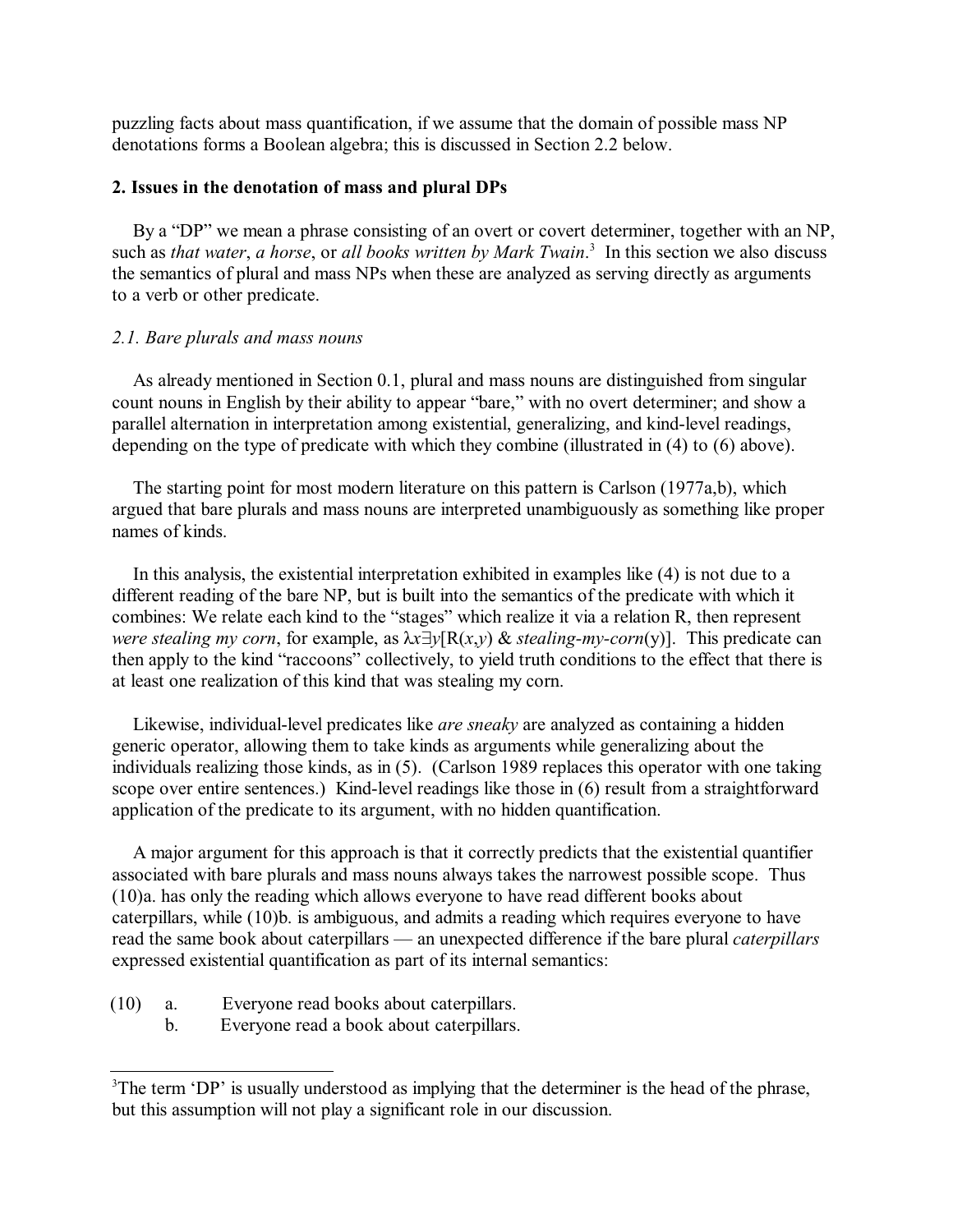puzzling facts about mass quantification, if we assume that the domain of possible mass NP denotations forms a Boolean algebra; this is discussed in Section 2.2 below.

## 2. Issues in the denotation of mass and plural DPs

By a "DP" we mean a phrase consisting of an overt or covert determiner, together with an NP, such as *that water*, *a horse*, or *all books written by Mark Twain*.[3] In this section we also discuss the semantics of plural and mass NPs when these are analyzed as serving directly as arguments to a verb or other predicate.

### *2.1. Bare plurals and mass nouns*

As already mentioned in Section 0.1, plural and mass nouns are distinguished from singular count nouns in English by their ability to appear "bare," with no overt determiner; and show a parallel alternation in interpretation among existential, generalizing, and kind-level readings, depending on the type of predicate with which they combine (illustrated in (4) to (6) above).

The starting point for most modern literature on this pattern is Carlson (1977a,b), which argued that bare plurals and mass nouns are interpreted unambiguously as something like proper names of kinds.

In this analysis, the existential interpretation exhibited in examples like (4) is not due to a different reading of the bare NP, but is built into the semantics of the predicate with which it combines: We relate each kind to the "stages" which realize it via a relation R, then represent *were stealing my corn*, for example, as $\lambda x \exists y[R(x,y)$ & *stealing-my-corn*$(y)]$. This predicate can then apply to the kind "raccoons" collectively, to yield truth conditions to the effect that there is at least one realization of this kind that was stealing my corn.

Likewise, individual-level predicates like *are sneaky* are analyzed as containing a hidden generic operator, allowing them to take kinds as arguments while generalizing about the individuals realizing those kinds, as in (5). (Carlson 1989 replaces this operator with one taking scope over entire sentences.) Kind-level readings like those in (6) result from a straightforward application of the predicate to its argument, with no hidden quantification.

A major argument for this approach is that it correctly predicts that the existential quantifier associated with bare plurals and mass nouns always takes the narrowest possible scope. Thus (10)a. has only the reading which allows everyone to have read different books about caterpillars, while (10)b. is ambiguous, and admits a reading which requires everyone to have read the same book about caterpillars — an unexpected difference if the bare plural *caterpillars* expressed existential quantification as part of its internal semantics:

(10) a. Everyone read books about caterpillars.
     b. Everyone read a book about caterpillars.

---

[3] The term 'DP' is usually understood as implying that the determiner is the head of the phrase, but this assumption will not play a significant role in our discussion.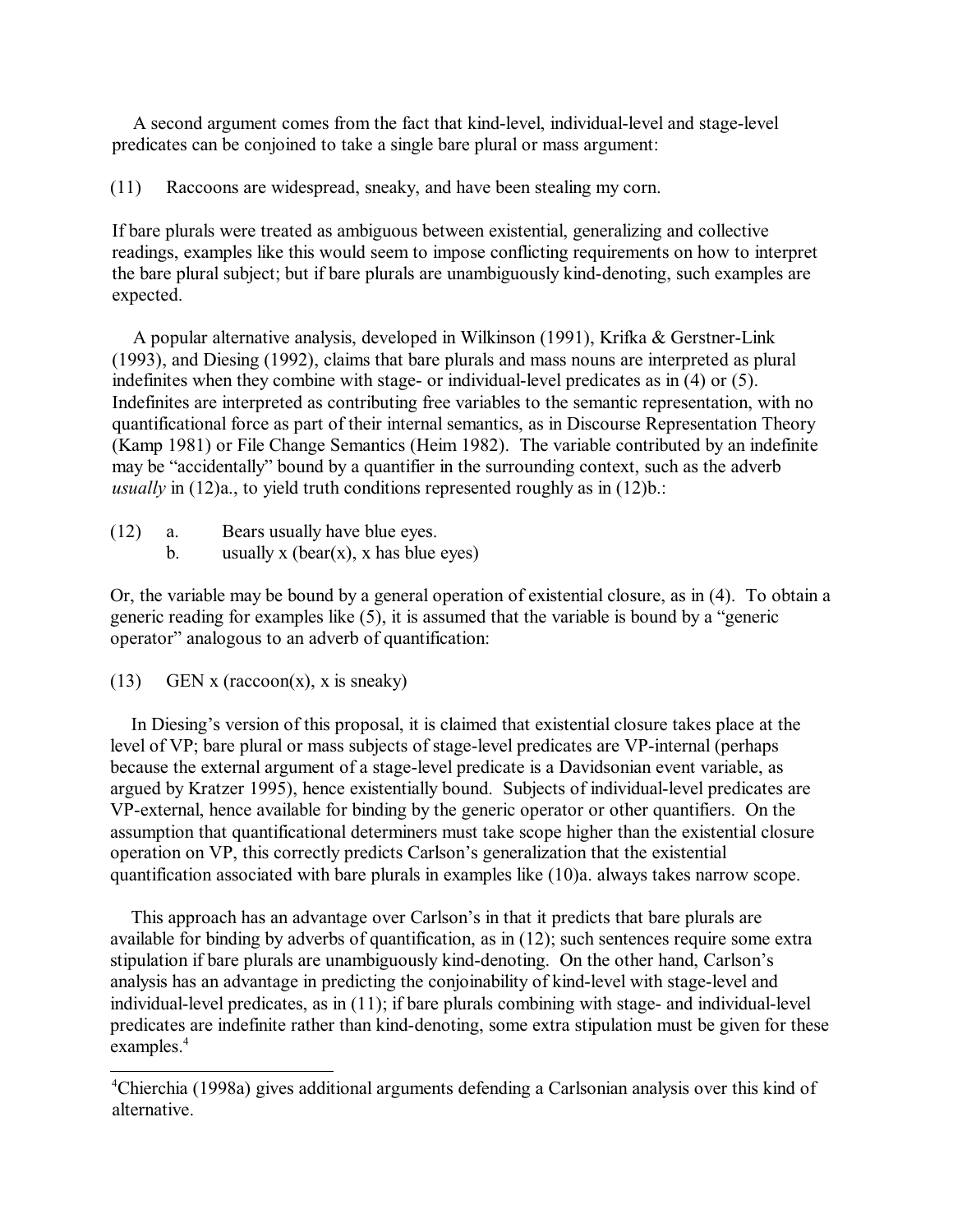A second argument comes from the fact that kind-level, individual-level and stage-level predicates can be conjoined to take a single bare plural or mass argument:

(11) Raccoons are widespread, sneaky, and have been stealing my corn.

If bare plurals were treated as ambiguous between existential, generalizing and collective readings, examples like this would seem to impose conflicting requirements on how to interpret the bare plural subject; but if bare plurals are unambiguously kind-denoting, such examples are expected.

A popular alternative analysis, developed in Wilkinson (1991), Krifka & Gerstner-Link (1993), and Diesing (1992), claims that bare plurals and mass nouns are interpreted as plural indefinites when they combine with stage- or individual-level predicates as in (4) or (5). Indefinites are interpreted as contributing free variables to the semantic representation, with no quantificational force as part of their internal semantics, as in Discourse Representation Theory (Kamp 1981) or File Change Semantics (Heim 1982). The variable contributed by an indefinite may be "accidentally" bound by a quantifier in the surrounding context, such as the adverb *usually* in (12)a., to yield truth conditions represented roughly as in (12)b.:

(12) a. Bears usually have blue eyes.
     b. usually x (bear(x), x has blue eyes)

Or, the variable may be bound by a general operation of existential closure, as in (4). To obtain a generic reading for examples like (5), it is assumed that the variable is bound by a "generic operator" analogous to an adverb of quantification:

(13) GEN x (raccoon(x), x is sneaky)

In Diesing's version of this proposal, it is claimed that existential closure takes place at the level of VP; bare plural or mass subjects of stage-level predicates are VP-internal (perhaps because the external argument of a stage-level predicate is a Davidsonian event variable, as argued by Kratzer 1995), hence existentially bound. Subjects of individual-level predicates are VP-external, hence available for binding by the generic operator or other quantifiers. On the assumption that quantificational determiners must take scope higher than the existential closure operation on VP, this correctly predicts Carlson's generalization that the existential quantification associated with bare plurals in examples like (10)a. always takes narrow scope.

This approach has an advantage over Carlson's in that it predicts that bare plurals are available for binding by adverbs of quantification, as in (12); such sentences require some extra stipulation if bare plurals are unambiguously kind-denoting. On the other hand, Carlson's analysis has an advantage in predicting the conjoinability of kind-level with stage-level and individual-level predicates, as in (11); if bare plurals combining with stage- and individual-level predicates are indefinite rather than kind-denoting, some extra stipulation must be given for these examples.[4]

---

[4] Chierchia (1998a) gives additional arguments defending a Carlsonian analysis over this kind of alternative.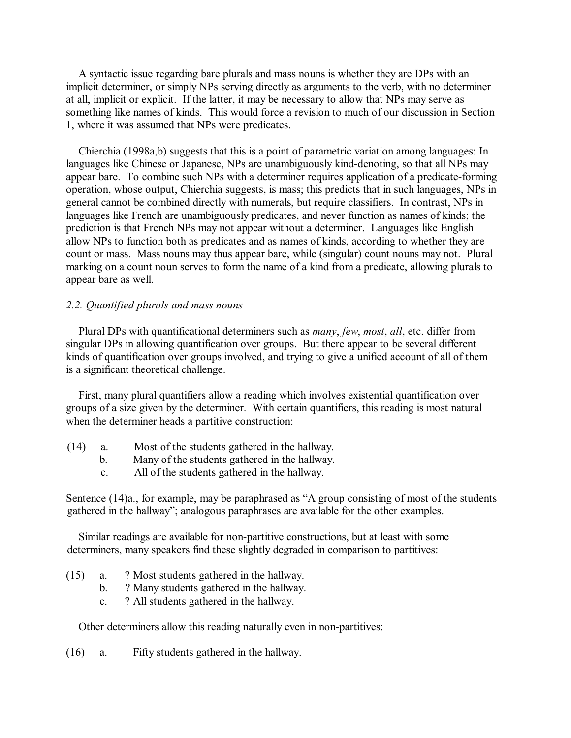A syntactic issue regarding bare plurals and mass nouns is whether they are DPs with an implicit determiner, or simply NPs serving directly as arguments to the verb, with no determiner at all, implicit or explicit. If the latter, it may be necessary to allow that NPs may serve as something like names of kinds. This would force a revision to much of our discussion in Section 1, where it was assumed that NPs were predicates.

Chierchia (1998a,b) suggests that this is a point of parametric variation among languages: In languages like Chinese or Japanese, NPs are unambiguously kind-denoting, so that all NPs may appear bare. To combine such NPs with a determiner requires application of a predicate-forming operation, whose output, Chierchia suggests, is mass; this predicts that in such languages, NPs in general cannot be combined directly with numerals, but require classifiers. In contrast, NPs in languages like French are unambiguously predicates, and never function as names of kinds; the prediction is that French NPs may not appear without a determiner. Languages like English allow NPs to function both as predicates and as names of kinds, according to whether they are count or mass. Mass nouns may thus appear bare, while (singular) count nouns may not. Plural marking on a count noun serves to form the name of a kind from a predicate, allowing plurals to appear bare as well.

### *2.2. Quantified plurals and mass nouns*

Plural DPs with quantificational determiners such as *many*, *few*, *most*, *all*, etc. differ from singular DPs in allowing quantification over groups. But there appear to be several different kinds of quantification over groups involved, and trying to give a unified account of all of them is a significant theoretical challenge.

First, many plural quantifiers allow a reading which involves existential quantification over groups of a size given by the determiner. With certain quantifiers, this reading is most natural when the determiner heads a partitive construction:

(14) a. Most of the students gathered in the hallway.
     b. Many of the students gathered in the hallway.
     c. All of the students gathered in the hallway.

Sentence (14)a., for example, may be paraphrased as "A group consisting of most of the students gathered in the hallway"; analogous paraphrases are available for the other examples.

Similar readings are available for non-partitive constructions, but at least with some determiners, many speakers find these slightly degraded in comparison to partitives:

(15) a. ? Most students gathered in the hallway.
     b. ? Many students gathered in the hallway.
     c. ? All students gathered in the hallway.

Other determiners allow this reading naturally even in non-partitives:

(16) a. Fifty students gathered in the hallway.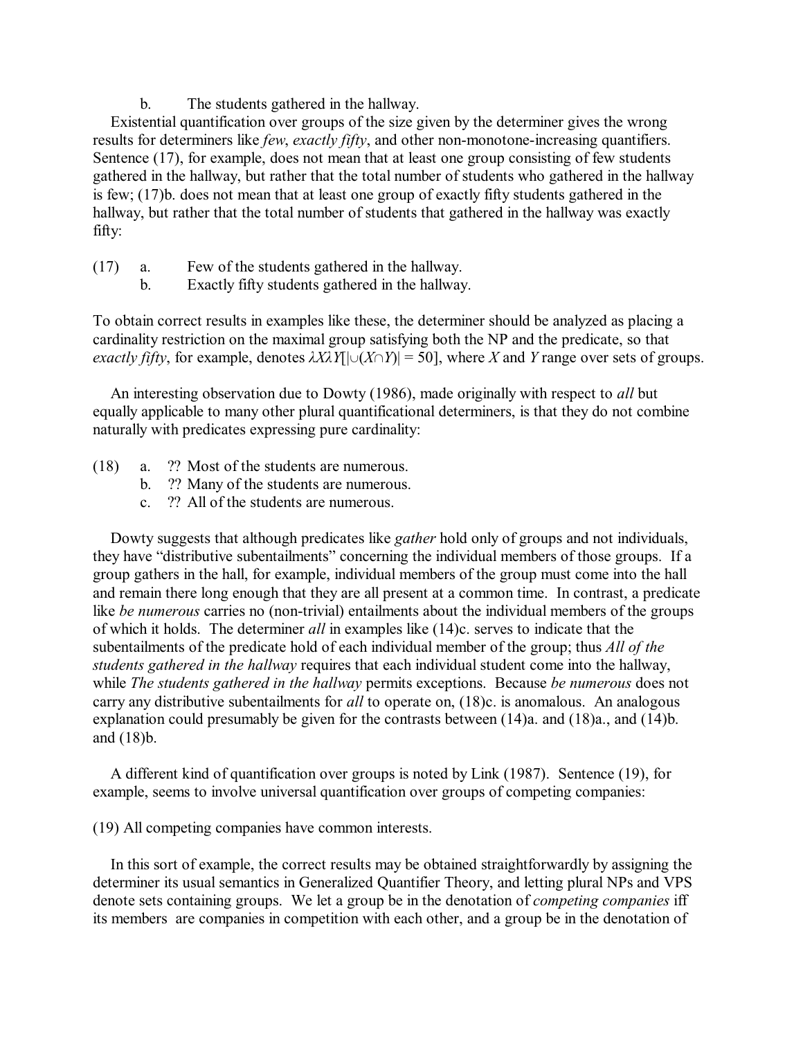b. The students gathered in the hallway.

Existential quantification over groups of the size given by the determiner gives the wrong results for determiners like *few*, *exactly fifty*, and other non-monotone-increasing quantifiers. Sentence (17), for example, does not mean that at least one group consisting of few students gathered in the hallway, but rather that the total number of students who gathered in the hallway is few; (17)b. does not mean that at least one group of exactly fifty students gathered in the hallway, but rather that the total number of students that gathered in the hallway was exactly fifty:

(17) a. Few of the students gathered in the hallway.
 b. Exactly fifty students gathered in the hallway.

To obtain correct results in examples like these, the determiner should be analyzed as placing a cardinality restriction on the maximal group satisfying both the NP and the predicate, so that *exactly fifty*, for example, denotes $\lambda X \lambda Y[|\cup(X \cap Y)| = 50]$, where $X$ and $Y$ range over sets of groups.

An interesting observation due to Dowty (1986), made originally with respect to *all* but equally applicable to many other plural quantificational determiners, is that they do not combine naturally with predicates expressing pure cardinality:

(18) a. ?? Most of the students are numerous.
 b. ?? Many of the students are numerous.
 c. ?? All of the students are numerous.

Dowty suggests that although predicates like *gather* hold only of groups and not individuals, they have "distributive subentailments" concerning the individual members of those groups. If a group gathers in the hall, for example, individual members of the group must come into the hall and remain there long enough that they are all present at a common time. In contrast, a predicate like *be numerous* carries no (non-trivial) entailments about the individual members of the groups of which it holds. The determiner *all* in examples like (14)c. serves to indicate that the subentailments of the predicate hold of each individual member of the group; thus *All of the students gathered in the hallway* requires that each individual student come into the hallway, while *The students gathered in the hallway* permits exceptions. Because *be numerous* does not carry any distributive subentailments for *all* to operate on, (18)c. is anomalous. An analogous explanation could presumably be given for the contrasts between (14)a. and (18)a., and (14)b. and (18)b.

A different kind of quantification over groups is noted by Link (1987). Sentence (19), for example, seems to involve universal quantification over groups of competing companies:

(19) All competing companies have common interests.

In this sort of example, the correct results may be obtained straightforwardly by assigning the determiner its usual semantics in Generalized Quantifier Theory, and letting plural NPs and VPS denote sets containing groups. We let a group be in the denotation of *competing companies* iff its members are companies in competition with each other, and a group be in the denotation of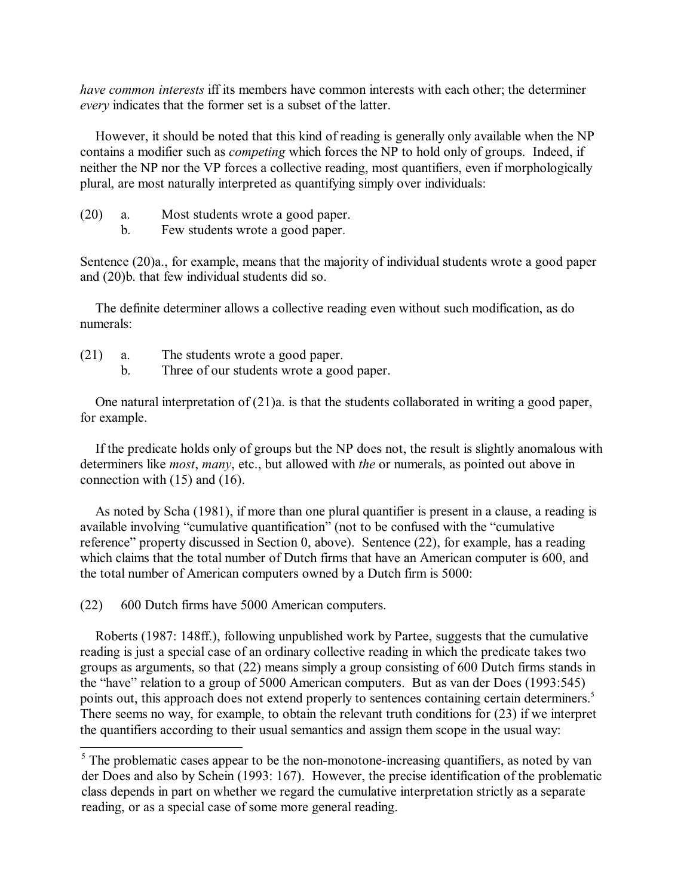*have common interests* iff its members have common interests with each other; the determiner *every* indicates that the former set is a subset of the latter.

However, it should be noted that this kind of reading is generally only available when the NP contains a modifier such as *competing* which forces the NP to hold only of groups. Indeed, if neither the NP nor the VP forces a collective reading, most quantifiers, even if morphologically plural, are most naturally interpreted as quantifying simply over individuals:

(20) a. Most students wrote a good paper.
b. Few students wrote a good paper.

Sentence (20)a., for example, means that the majority of individual students wrote a good paper and (20)b. that few individual students did so.

The definite determiner allows a collective reading even without such modification, as do numerals:

(21) a. The students wrote a good paper.
b. Three of our students wrote a good paper.

One natural interpretation of (21)a. is that the students collaborated in writing a good paper, for example.

If the predicate holds only of groups but the NP does not, the result is slightly anomalous with determiners like *most*, *many*, etc., but allowed with *the* or numerals, as pointed out above in connection with (15) and (16).

As noted by Scha (1981), if more than one plural quantifier is present in a clause, a reading is available involving "cumulative quantification" (not to be confused with the "cumulative reference" property discussed in Section 0, above). Sentence (22), for example, has a reading which claims that the total number of Dutch firms that have an American computer is 600, and the total number of American computers owned by a Dutch firm is 5000:

(22) 600 Dutch firms have 5000 American computers.

Roberts (1987: 148ff.), following unpublished work by Partee, suggests that the cumulative reading is just a special case of an ordinary collective reading in which the predicate takes two groups as arguments, so that (22) means simply a group consisting of 600 Dutch firms stands in the "have" relation to a group of 5000 American computers. But as van der Does (1993:545) points out, this approach does not extend properly to sentences containing certain determiners.[5] There seems no way, for example, to obtain the relevant truth conditions for (23) if we interpret the quantifiers according to their usual semantics and assign them scope in the usual way:

[5] The problematic cases appear to be the non-monotone-increasing quantifiers, as noted by van der Does and also by Schein (1993: 167). However, the precise identification of the problematic class depends in part on whether we regard the cumulative interpretation strictly as a separate reading, or as a special case of some more general reading.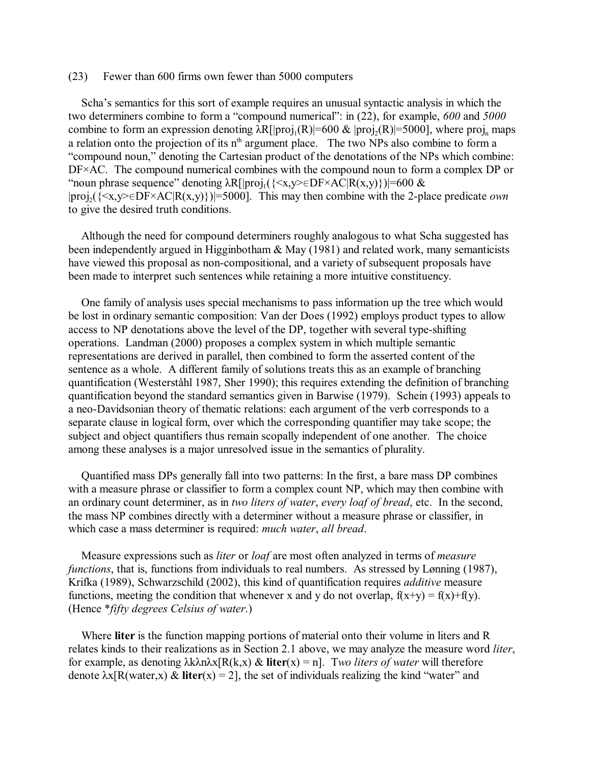(23) Fewer than 600 firms own fewer than 5000 computers

Scha's semantics for this sort of example requires an unusual syntactic analysis in which the two determiners combine to form a "compound numerical": in (22), for example, *600* and *5000* combine to form an expression denoting $\lambda R[|proj_1(R)|=600 \ \& \ |proj_2(R)|=5000]$, where $proj_n$ maps a relation onto the projection of its $n^{th}$ argument place. The two NPs also combine to form a "compound noun," denoting the Cartesian product of the denotations of the NPs which combine: DF×AC. The compound numerical combines with the compound noun to form a complex DP or "noun phrase sequence" denoting $\lambda R[|proj_1(\{<x,y>\in DF\times AC|R(x,y)\})|=600 \ \& \ |proj_2(\{<x,y>\in DF\times AC|R(x,y)\})|=5000]$. This may then combine with the 2-place predicate *own* to give the desired truth conditions.

Although the need for compound determiners roughly analogous to what Scha suggested has been independently argued in Higginbotham & May (1981) and related work, many semanticists have viewed this proposal as non-compositional, and a variety of subsequent proposals have been made to interpret such sentences while retaining a more intuitive constituency.

One family of analysis uses special mechanisms to pass information up the tree which would be lost in ordinary semantic composition: Van der Does (1992) employs product types to allow access to NP denotations above the level of the DP, together with several type-shifting operations. Landman (2000) proposes a complex system in which multiple semantic representations are derived in parallel, then combined to form the asserted content of the sentence as a whole. A different family of solutions treats this as an example of branching quantification (Westerståhl 1987, Sher 1990); this requires extending the definition of branching quantification beyond the standard semantics given in Barwise (1979). Schein (1993) appeals to a neo-Davidsonian theory of thematic relations: each argument of the verb corresponds to a separate clause in logical form, over which the corresponding quantifier may take scope; the subject and object quantifiers thus remain scopally independent of one another. The choice among these analyses is a major unresolved issue in the semantics of plurality.

Quantified mass DPs generally fall into two patterns: In the first, a bare mass DP combines with a measure phrase or classifier to form a complex count NP, which may then combine with an ordinary count determiner, as in *two liters of water*, *every loaf of bread*, etc. In the second, the mass NP combines directly with a determiner without a measure phrase or classifier, in which case a mass determiner is required: *much water*, *all bread*.

Measure expressions such as *liter* or *loaf* are most often analyzed in terms of *measure functions*, that is, functions from individuals to real numbers. As stressed by Lønning (1987), Krifka (1989), Schwarzschild (2002), this kind of quantification requires *additive* measure functions, meeting the condition that whenever x and y do not overlap, $f(x+y) = f(x)+f(y)$. (Hence **fifty degrees Celsius of water*.)

Where **liter** is the function mapping portions of material onto their volume in liters and R relates kinds to their realizations as in Section 2.1 above, we may analyze the measure word *liter*, for example, as denoting $\lambda k\lambda n\lambda x[R(k,x) \ \& \ \mathbf{liter}(x) = n]$. T*wo liters of water* will therefore denote $\lambda x[R(water,x) \ \& \ \mathbf{liter}(x) = 2]$, the set of individuals realizing the kind "water" and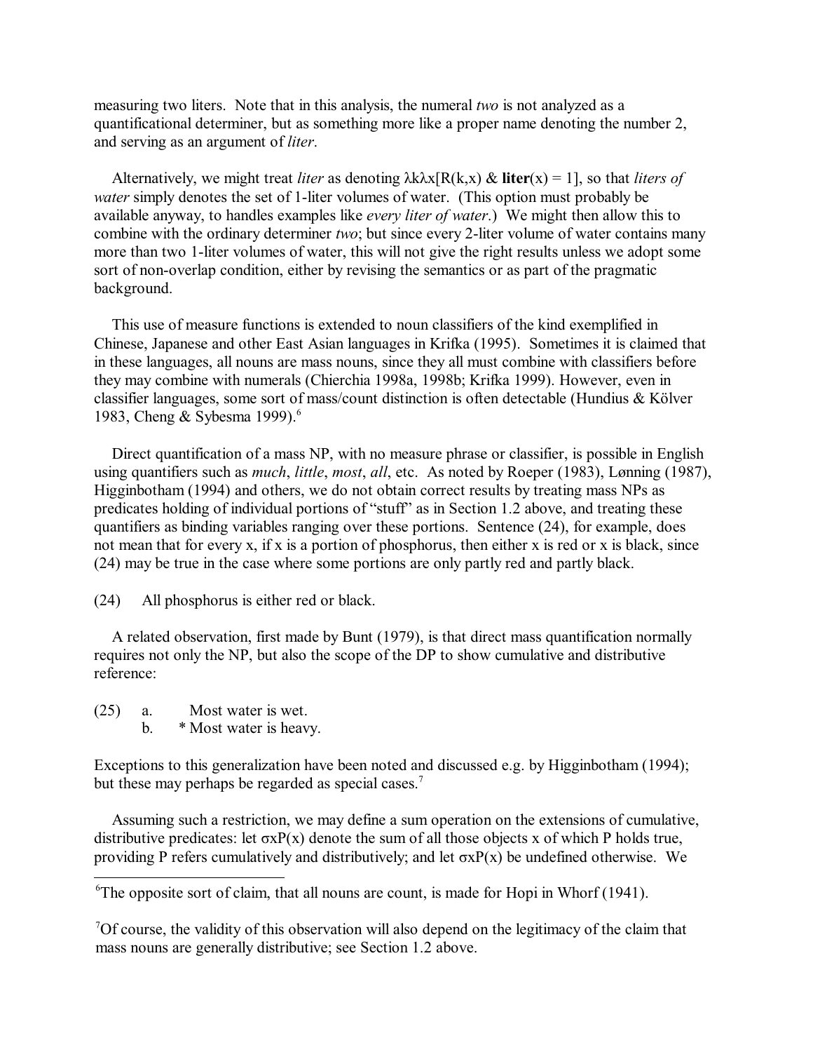measuring two liters. Note that in this analysis, the numeral *two* is not analyzed as a quantificational determiner, but as something more like a proper name denoting the number 2, and serving as an argument of *liter*.

Alternatively, we might treat *liter* as denoting $\lambda k \lambda x[R(k,x) \; \& \; \mathbf{liter}(x) = 1]$, so that *liters of water* simply denotes the set of 1-liter volumes of water. (This option must probably be available anyway, to handles examples like *every liter of water*.) We might then allow this to combine with the ordinary determiner *two*; but since every 2-liter volume of water contains many more than two 1-liter volumes of water, this will not give the right results unless we adopt some sort of non-overlap condition, either by revising the semantics or as part of the pragmatic background.

This use of measure functions is extended to noun classifiers of the kind exemplified in Chinese, Japanese and other East Asian languages in Krifka (1995). Sometimes it is claimed that in these languages, all nouns are mass nouns, since they all must combine with classifiers before they may combine with numerals (Chierchia 1998a, 1998b; Krifka 1999). However, even in classifier languages, some sort of mass/count distinction is often detectable (Hundius & Kölver 1983, Cheng & Sybesma 1999).[6]

Direct quantification of a mass NP, with no measure phrase or classifier, is possible in English using quantifiers such as *much*, *little*, *most*, *all*, etc. As noted by Roeper (1983), Lønning (1987), Higginbotham (1994) and others, we do not obtain correct results by treating mass NPs as predicates holding of individual portions of "stuff" as in Section 1.2 above, and treating these quantifiers as binding variables ranging over these portions. Sentence (24), for example, does not mean that for every x, if x is a portion of phosphorus, then either x is red or x is black, since (24) may be true in the case where some portions are only partly red and partly black.

(24) All phosphorus is either red or black.

A related observation, first made by Bunt (1979), is that direct mass quantification normally requires not only the NP, but also the scope of the DP to show cumulative and distributive reference:

(25) a. Most water is wet.
b. * Most water is heavy.

Exceptions to this generalization have been noted and discussed e.g. by Higginbotham (1994); but these may perhaps be regarded as special cases.[7]

Assuming such a restriction, we may define a sum operation on the extensions of cumulative, distributive predicates: let $\sigma x P(x)$ denote the sum of all those objects x of which P holds true, providing P refers cumulatively and distributively; and let $\sigma x P(x)$ be undefined otherwise. We

[6] The opposite sort of claim, that all nouns are count, is made for Hopi in Whorf (1941).

[7] Of course, the validity of this observation will also depend on the legitimacy of the claim that mass nouns are generally distributive; see Section 1.2 above.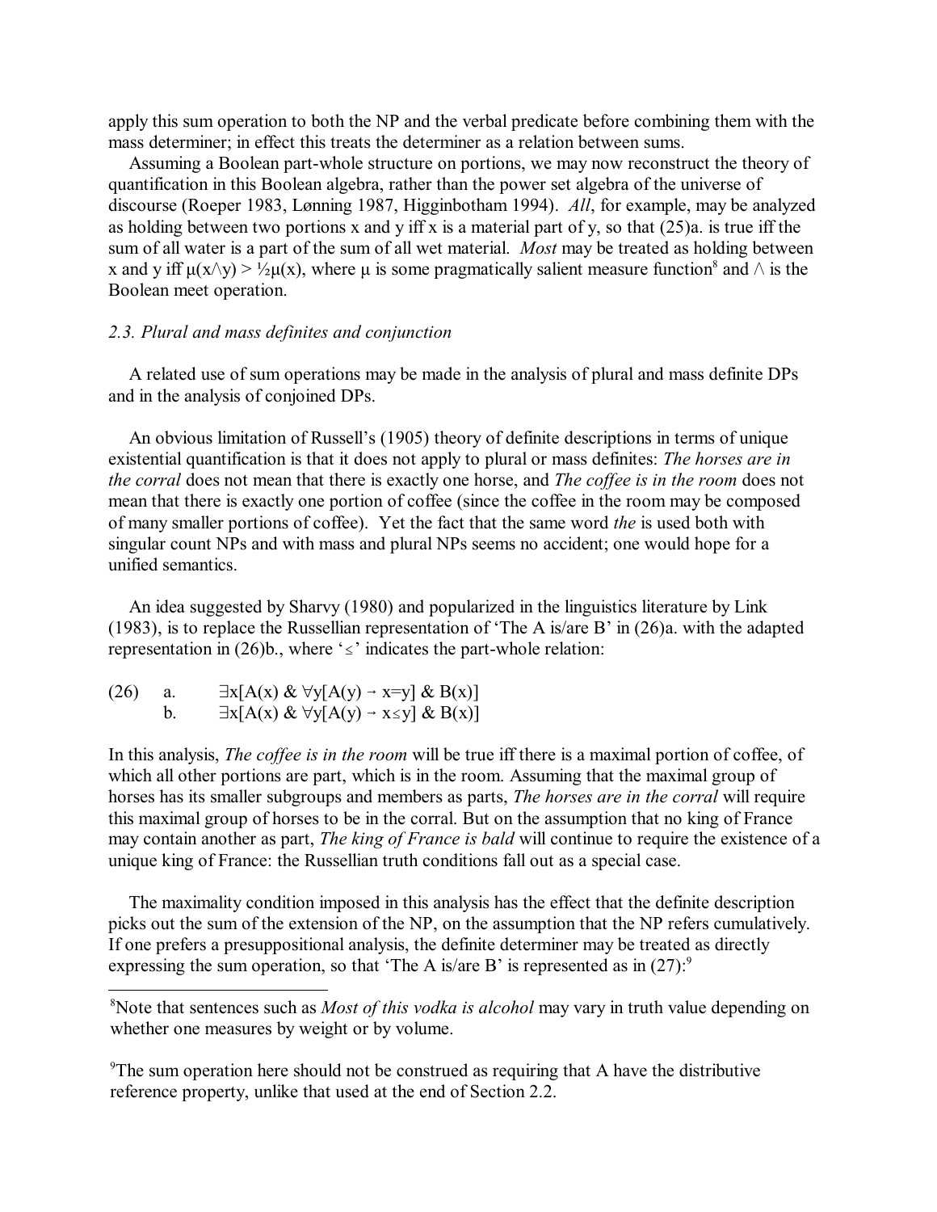apply this sum operation to both the NP and the verbal predicate before combining them with the mass determiner; in effect this treats the determiner as a relation between sums.

Assuming a Boolean part-whole structure on portions, we may now reconstruct the theory of quantification in this Boolean algebra, rather than the power set algebra of the universe of discourse (Roeper 1983, Lønning 1987, Higginbotham 1994). *All*, for example, may be analyzed as holding between two portions x and y iff x is a material part of y, so that (25)a. is true iff the sum of all water is a part of the sum of all wet material. *Most* may be treated as holding between x and y iff $\mu(x \wedge y) > \frac{1}{2}\mu(x)$, where $\mu$ is some pragmatically salient measure function[8] and $\wedge$ is the Boolean meet operation.

### *2.3. Plural and mass definites and conjunction*

A related use of sum operations may be made in the analysis of plural and mass definite DPs and in the analysis of conjoined DPs.

An obvious limitation of Russell's (1905) theory of definite descriptions in terms of unique existential quantification is that it does not apply to plural or mass definites: *The horses are in the corral* does not mean that there is exactly one horse, and *The coffee is in the room* does not mean that there is exactly one portion of coffee (since the coffee in the room may be composed of many smaller portions of coffee). Yet the fact that the same word *the* is used both with singular count NPs and with mass and plural NPs seems no accident; one would hope for a unified semantics.

An idea suggested by Sharvy (1980) and popularized in the linguistics literature by Link (1983), is to replace the Russellian representation of 'The A is/are B' in (26)a. with the adapted representation in (26)b., where '$\leq$' indicates the part-whole relation:

(26) a. $\exists x[A(x) \ \&\ \forall y[A(y) \rightarrow x=y] \ \&\ B(x)]$

b. $\exists x[A(x) \ \&\ \forall y[A(y) \rightarrow x \leq y] \ \&\ B(x)]$

In this analysis, *The coffee is in the room* will be true iff there is a maximal portion of coffee, of which all other portions are part, which is in the room. Assuming that the maximal group of horses has its smaller subgroups and members as parts, *The horses are in the corral* will require this maximal group of horses to be in the corral. But on the assumption that no king of France may contain another as part, *The king of France is bald* will continue to require the existence of a unique king of France: the Russellian truth conditions fall out as a special case.

The maximality condition imposed in this analysis has the effect that the definite description picks out the sum of the extension of the NP, on the assumption that the NP refers cumulatively. If one prefers a presuppositional analysis, the definite determiner may be treated as directly expressing the sum operation, so that 'The A is/are B' is represented as in (27):[9]

---

[8]Note that sentences such as *Most of this vodka is alcohol* may vary in truth value depending on whether one measures by weight or by volume.

[9]The sum operation here should not be construed as requiring that A have the distributive reference property, unlike that used at the end of Section 2.2.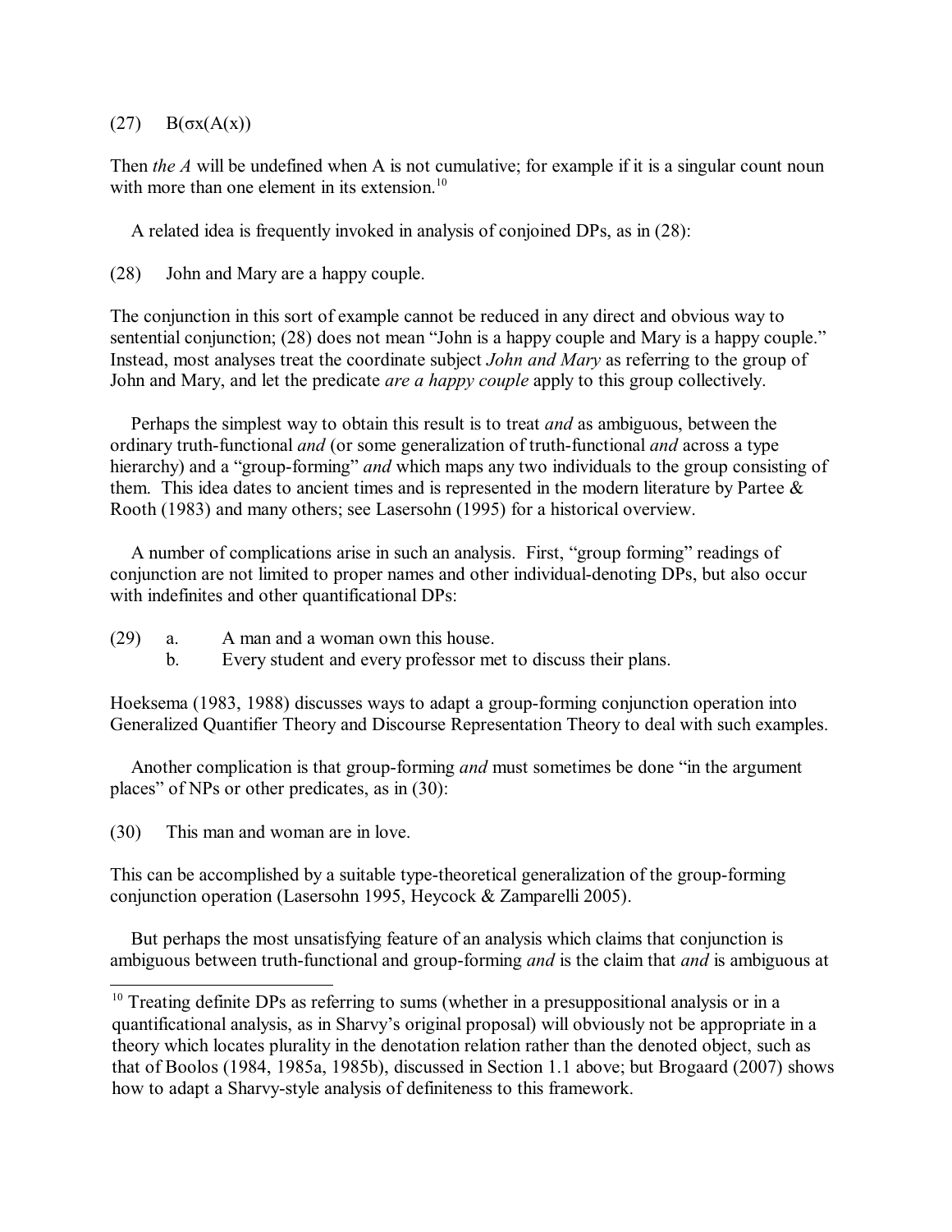(27) $B(\sigma x(A(x))$

Then *the A* will be undefined when A is not cumulative; for example if it is a singular count noun with more than one element in its extension.[10]

A related idea is frequently invoked in analysis of conjoined DPs, as in (28):

(28) John and Mary are a happy couple.

The conjunction in this sort of example cannot be reduced in any direct and obvious way to sentential conjunction; (28) does not mean "John is a happy couple and Mary is a happy couple." Instead, most analyses treat the coordinate subject *John and Mary* as referring to the group of John and Mary, and let the predicate *are a happy couple* apply to this group collectively.

Perhaps the simplest way to obtain this result is to treat *and* as ambiguous, between the ordinary truth-functional *and* (or some generalization of truth-functional *and* across a type hierarchy) and a "group-forming" *and* which maps any two individuals to the group consisting of them. This idea dates to ancient times and is represented in the modern literature by Partee & Rooth (1983) and many others; see Lasersohn (1995) for a historical overview.

A number of complications arise in such an analysis. First, "group forming" readings of conjunction are not limited to proper names and other individual-denoting DPs, but also occur with indefinites and other quantificational DPs:

(29) a. A man and a woman own this house.
 b. Every student and every professor met to discuss their plans.

Hoeksema (1983, 1988) discusses ways to adapt a group-forming conjunction operation into Generalized Quantifier Theory and Discourse Representation Theory to deal with such examples.

Another complication is that group-forming *and* must sometimes be done "in the argument places" of NPs or other predicates, as in (30):

(30) This man and woman are in love.

This can be accomplished by a suitable type-theoretical generalization of the group-forming conjunction operation (Lasersohn 1995, Heycock & Zamparelli 2005).

But perhaps the most unsatisfying feature of an analysis which claims that conjunction is ambiguous between truth-functional and group-forming *and* is the claim that *and* is ambiguous at

---

[10] Treating definite DPs as referring to sums (whether in a presuppositional analysis or in a quantificational analysis, as in Sharvy's original proposal) will obviously not be appropriate in a theory which locates plurality in the denotation relation rather than the denoted object, such as that of Boolos (1984, 1985a, 1985b), discussed in Section 1.1 above; but Brogaard (2007) shows how to adapt a Sharvy-style analysis of definiteness to this framework.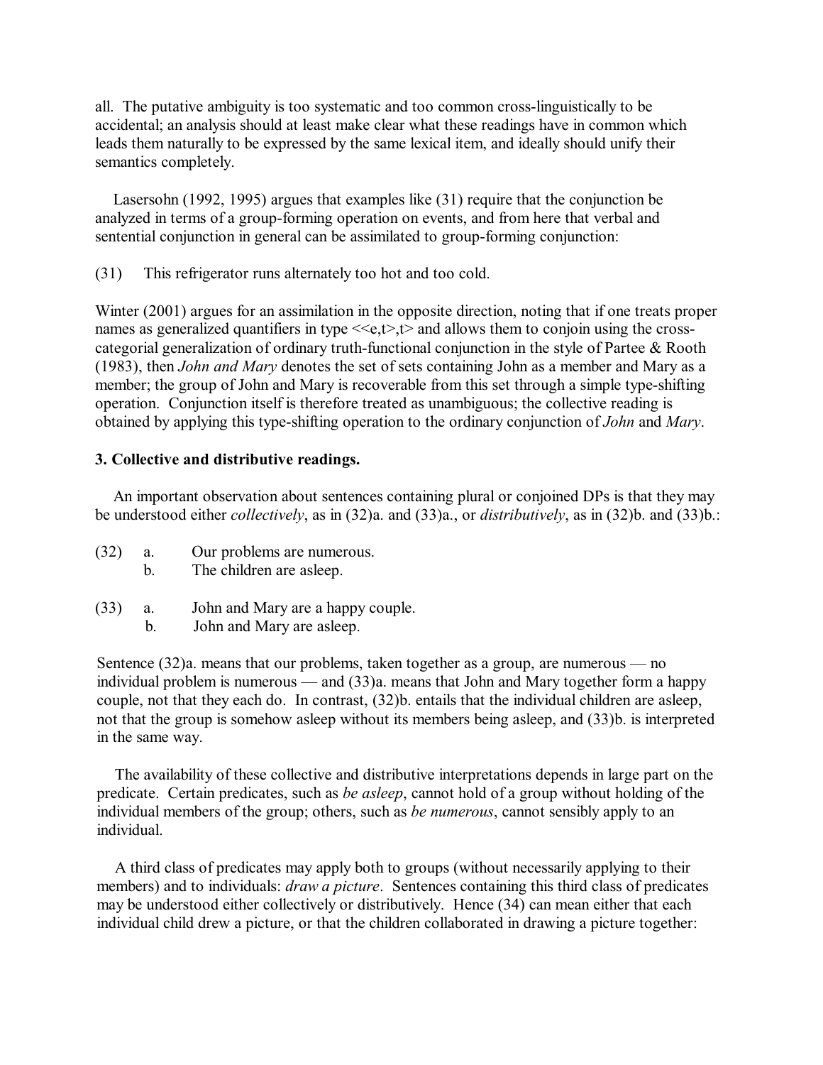all. The putative ambiguity is too systematic and too common cross-linguistically to be accidental; an analysis should at least make clear what these readings have in common which leads them naturally to be expressed by the same lexical item, and ideally should unify their semantics completely.

Lasersohn (1992, 1995) argues that examples like (31) require that the conjunction be analyzed in terms of a group-forming operation on events, and from here that verbal and sentential conjunction in general can be assimilated to group-forming conjunction:

(31) This refrigerator runs alternately too hot and too cold.

Winter (2001) argues for an assimilation in the opposite direction, noting that if one treats proper names as generalized quantifiers in type <<e,t>,t> and allows them to conjoin using the cross-categorial generalization of ordinary truth-functional conjunction in the style of Partee & Rooth (1983), then *John and Mary* denotes the set of sets containing John as a member and Mary as a member; the group of John and Mary is recoverable from this set through a simple type-shifting operation. Conjunction itself is therefore treated as unambiguous; the collective reading is obtained by applying this type-shifting operation to the ordinary conjunction of *John* and *Mary*.

### 3. Collective and distributive readings.

An important observation about sentences containing plural or conjoined DPs is that they may be understood either *collectively*, as in (32)a. and (33)a., or *distributively*, as in (32)b. and (33)b.:

(32) a. Our problems are numerous.
 b. The children are asleep.

(33) a. John and Mary are a happy couple.
 b. John and Mary are asleep.

Sentence (32)a. means that our problems, taken together as a group, are numerous — no individual problem is numerous — and (33)a. means that John and Mary together form a happy couple, not that they each do. In contrast, (32)b. entails that the individual children are asleep, not that the group is somehow asleep without its members being asleep, and (33)b. is interpreted in the same way.

The availability of these collective and distributive interpretations depends in large part on the predicate. Certain predicates, such as *be asleep*, cannot hold of a group without holding of the individual members of the group; others, such as *be numerous*, cannot sensibly apply to an individual.

A third class of predicates may apply both to groups (without necessarily applying to their members) and to individuals: *draw a picture*. Sentences containing this third class of predicates may be understood either collectively or distributively. Hence (34) can mean either that each individual child drew a picture, or that the children collaborated in drawing a picture together: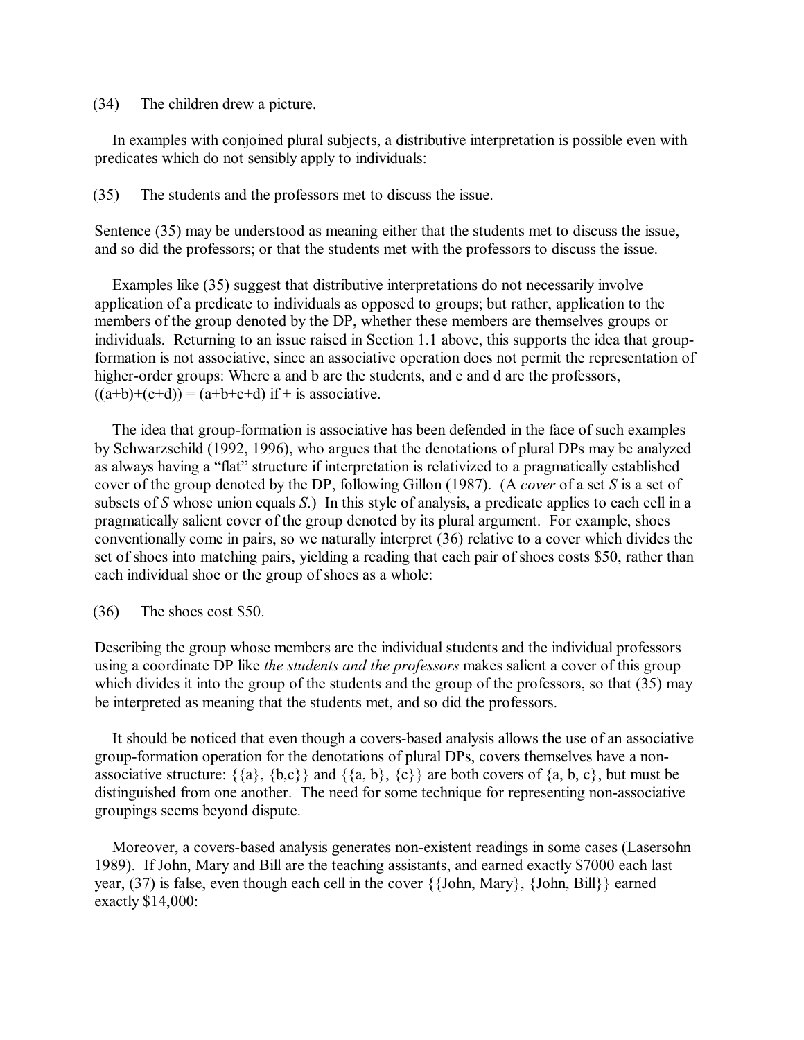(34) The children drew a picture.

In examples with conjoined plural subjects, a distributive interpretation is possible even with predicates which do not sensibly apply to individuals:

(35) The students and the professors met to discuss the issue.

Sentence (35) may be understood as meaning either that the students met to discuss the issue, and so did the professors; or that the students met with the professors to discuss the issue.

Examples like (35) suggest that distributive interpretations do not necessarily involve application of a predicate to individuals as opposed to groups; but rather, application to the members of the group denoted by the DP, whether these members are themselves groups or individuals. Returning to an issue raised in Section 1.1 above, this supports the idea that group-formation is not associative, since an associative operation does not permit the representation of higher-order groups: Where a and b are the students, and c and d are the professors, $((a+b)+(c+d)) = (a+b+c+d)$ if $+$ is associative.

The idea that group-formation is associative has been defended in the face of such examples by Schwarzschild (1992, 1996), who argues that the denotations of plural DPs may be analyzed as always having a "flat" structure if interpretation is relativized to a pragmatically established cover of the group denoted by the DP, following Gillon (1987). (A *cover* of a set *S* is a set of subsets of *S* whose union equals *S*.) In this style of analysis, a predicate applies to each cell in a pragmatically salient cover of the group denoted by its plural argument. For example, shoes conventionally come in pairs, so we naturally interpret (36) relative to a cover which divides the set of shoes into matching pairs, yielding a reading that each pair of shoes costs $50, rather than each individual shoe or the group of shoes as a whole:

(36) The shoes cost $50.

Describing the group whose members are the individual students and the individual professors using a coordinate DP like *the students and the professors* makes salient a cover of this group which divides it into the group of the students and the group of the professors, so that (35) may be interpreted as meaning that the students met, and so did the professors.

It should be noticed that even though a covers-based analysis allows the use of an associative group-formation operation for the denotations of plural DPs, covers themselves have a non-associative structure: $\{\{a\}, \{b,c\}\}$ and $\{\{a, b\}, \{c\}\}$ are both covers of $\{a, b, c\}$, but must be distinguished from one another. The need for some technique for representing non-associative groupings seems beyond dispute.

Moreover, a covers-based analysis generates non-existent readings in some cases (Lasersohn 1989). If John, Mary and Bill are the teaching assistants, and earned exactly $7000 each last year, (37) is false, even though each cell in the cover {{John, Mary}, {John, Bill}} earned exactly $14,000: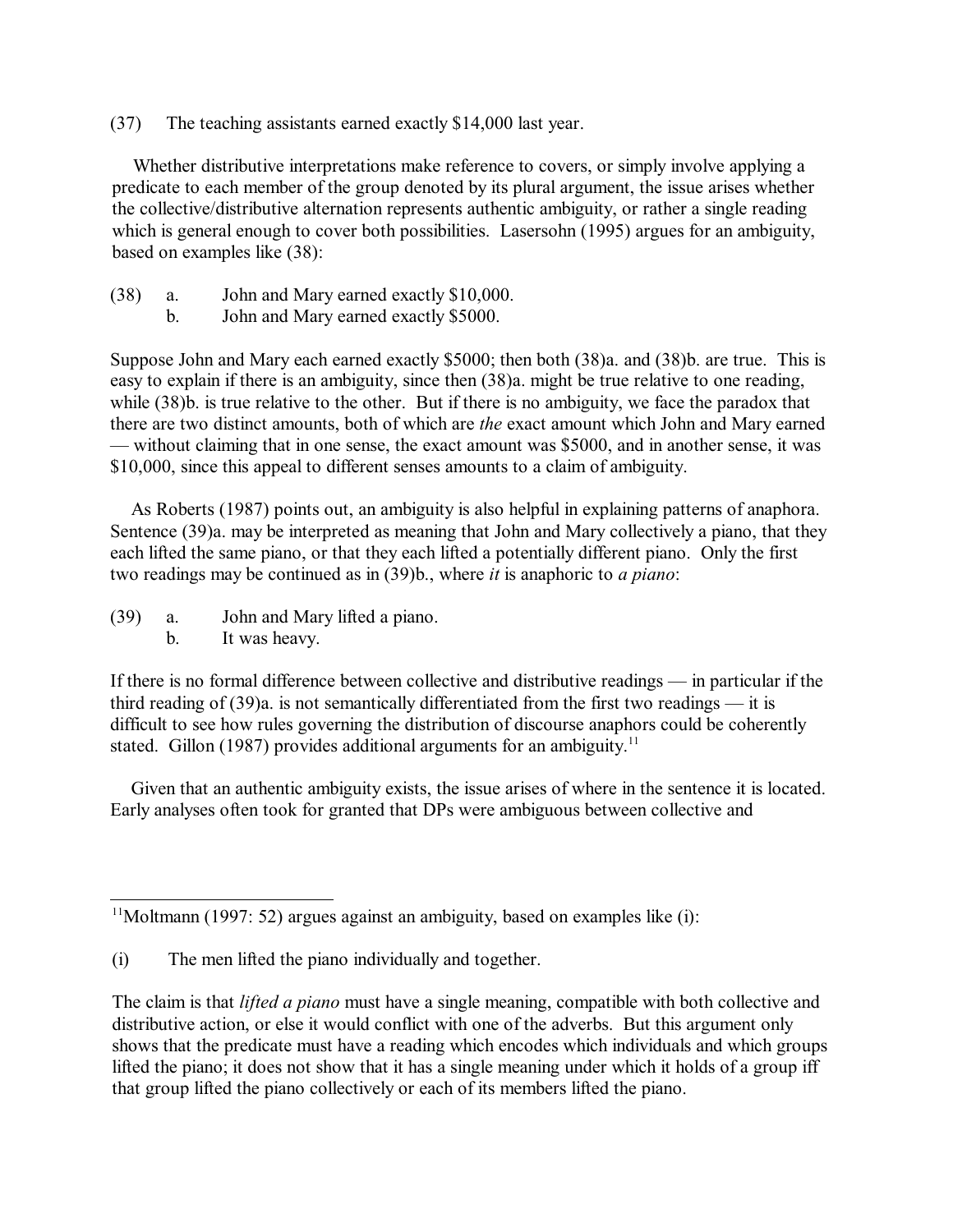(37) The teaching assistants earned exactly $14,000 last year.

Whether distributive interpretations make reference to covers, or simply involve applying a predicate to each member of the group denoted by its plural argument, the issue arises whether the collective/distributive alternation represents authentic ambiguity, or rather a single reading which is general enough to cover both possibilities. Lasersohn (1995) argues for an ambiguity, based on examples like (38):

(38) a. John and Mary earned exactly $10,000.
     b. John and Mary earned exactly $5000.

Suppose John and Mary each earned exactly $5000; then both (38)a. and (38)b. are true. This is easy to explain if there is an ambiguity, since then (38)a. might be true relative to one reading, while (38)b. is true relative to the other. But if there is no ambiguity, we face the paradox that there are two distinct amounts, both of which are *the* exact amount which John and Mary earned — without claiming that in one sense, the exact amount was $5000, and in another sense, it was $10,000, since this appeal to different senses amounts to a claim of ambiguity.

As Roberts (1987) points out, an ambiguity is also helpful in explaining patterns of anaphora. Sentence (39)a. may be interpreted as meaning that John and Mary collectively a piano, that they each lifted the same piano, or that they each lifted a potentially different piano. Only the first two readings may be continued as in (39)b., where *it* is anaphoric to *a piano*:

(39) a. John and Mary lifted a piano.
     b. It was heavy.

If there is no formal difference between collective and distributive readings — in particular if the third reading of (39)a. is not semantically differentiated from the first two readings — it is difficult to see how rules governing the distribution of discourse anaphors could be coherently stated. Gillon (1987) provides additional arguments for an ambiguity.[11]

Given that an authentic ambiguity exists, the issue arises of where in the sentence it is located. Early analyses often took for granted that DPs were ambiguous between collective and

---

[11]Moltmann (1997: 52) argues against an ambiguity, based on examples like (i):

(i) The men lifted the piano individually and together.

The claim is that *lifted a piano* must have a single meaning, compatible with both collective and distributive action, or else it would conflict with one of the adverbs. But this argument only shows that the predicate must have a reading which encodes which individuals and which groups lifted the piano; it does not show that it has a single meaning under which it holds of a group iff that group lifted the piano collectively or each of its members lifted the piano.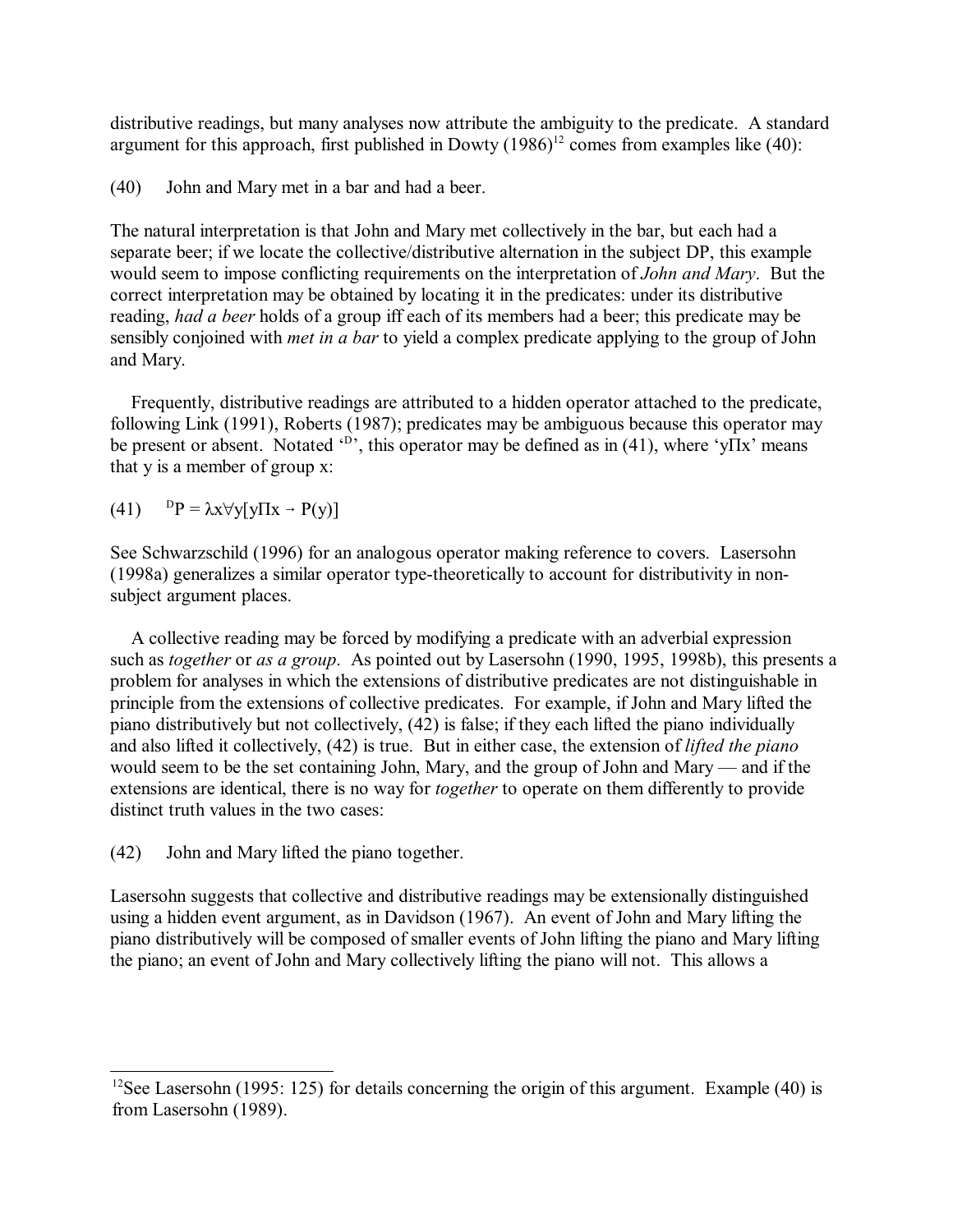distributive readings, but many analyses now attribute the ambiguity to the predicate. A standard argument for this approach, first published in Dowty (1986)[12] comes from examples like (40):

(40) John and Mary met in a bar and had a beer.

The natural interpretation is that John and Mary met collectively in the bar, but each had a separate beer; if we locate the collective/distributive alternation in the subject DP, this example would seem to impose conflicting requirements on the interpretation of *John and Mary*. But the correct interpretation may be obtained by locating it in the predicates: under its distributive reading, *had a beer* holds of a group iff each of its members had a beer; this predicate may be sensibly conjoined with *met in a bar* to yield a complex predicate applying to the group of John and Mary.

Frequently, distributive readings are attributed to a hidden operator attached to the predicate, following Link (1991), Roberts (1987); predicates may be ambiguous because this operator may be present or absent. Notated '$^{D}$', this operator may be defined as in (41), where '$y\Pi x$' means that y is a member of group x:

(41) $^{D}P = \lambda x \forall y[y \Pi x \rightarrow P(y)]$

See Schwarzschild (1996) for an analogous operator making reference to covers. Lasersohn (1998a) generalizes a similar operator type-theoretically to account for distributivity in non-subject argument places.

A collective reading may be forced by modifying a predicate with an adverbial expression such as *together* or *as a group*. As pointed out by Lasersohn (1990, 1995, 1998b), this presents a problem for analyses in which the extensions of distributive predicates are not distinguishable in principle from the extensions of collective predicates. For example, if John and Mary lifted the piano distributively but not collectively, (42) is false; if they each lifted the piano individually and also lifted it collectively, (42) is true. But in either case, the extension of *lifted the piano* would seem to be the set containing John, Mary, and the group of John and Mary — and if the extensions are identical, there is no way for *together* to operate on them differently to provide distinct truth values in the two cases:

(42) John and Mary lifted the piano together.

Lasersohn suggests that collective and distributive readings may be extensionally distinguished using a hidden event argument, as in Davidson (1967). An event of John and Mary lifting the piano distributively will be composed of smaller events of John lifting the piano and Mary lifting the piano; an event of John and Mary collectively lifting the piano will not. This allows a

---

[12] See Lasersohn (1995: 125) for details concerning the origin of this argument. Example (40) is from Lasersohn (1989).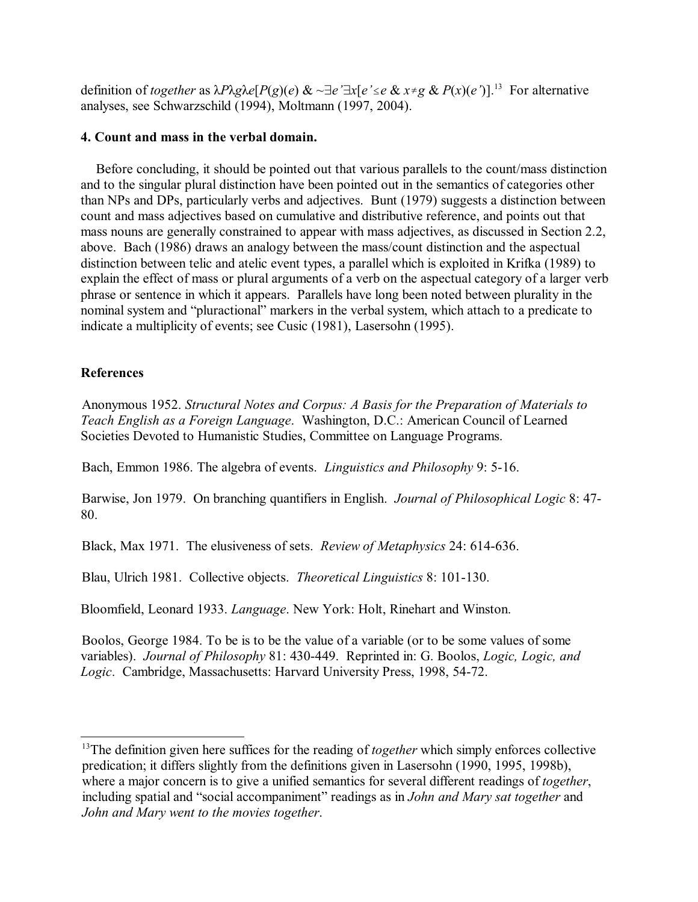definition of *together* as $\lambda P \lambda g \lambda e[P(g)(e) \mathbin{\&} {\sim}\exists e' \exists x[e' \leq e \mathbin{\&} x \neq g \mathbin{\&} P(x)(e')]]$.[13] For alternative analyses, see Schwarzschild (1994), Moltmann (1997, 2004).

**4. Count and mass in the verbal domain.**

Before concluding, it should be pointed out that various parallels to the count/mass distinction and to the singular plural distinction have been pointed out in the semantics of categories other than NPs and DPs, particularly verbs and adjectives. Bunt (1979) suggests a distinction between count and mass adjectives based on cumulative and distributive reference, and points out that mass nouns are generally constrained to appear with mass adjectives, as discussed in Section 2.2, above. Bach (1986) draws an analogy between the mass/count distinction and the aspectual distinction between telic and atelic event types, a parallel which is exploited in Krifka (1989) to explain the effect of mass or plural arguments of a verb on the aspectual category of a larger verb phrase or sentence in which it appears. Parallels have long been noted between plurality in the nominal system and "pluractional" markers in the verbal system, which attach to a predicate to indicate a multiplicity of events; see Cusic (1981), Lasersohn (1995).

**References**

Anonymous 1952. *Structural Notes and Corpus: A Basis for the Preparation of Materials to Teach English as a Foreign Language*. Washington, D.C.: American Council of Learned Societies Devoted to Humanistic Studies, Committee on Language Programs.

Bach, Emmon 1986. The algebra of events. *Linguistics and Philosophy* 9: 5-16.

Barwise, Jon 1979. On branching quantifiers in English. *Journal of Philosophical Logic* 8: 47-80.

Black, Max 1971. The elusiveness of sets. *Review of Metaphysics* 24: 614-636.

Blau, Ulrich 1981. Collective objects. *Theoretical Linguistics* 8: 101-130.

Bloomfield, Leonard 1933. *Language*. New York: Holt, Rinehart and Winston.

Boolos, George 1984. To be is to be the value of a variable (or to be some values of some variables). *Journal of Philosophy* 81: 430-449. Reprinted in: G. Boolos, *Logic, Logic, and Logic*. Cambridge, Massachusetts: Harvard University Press, 1998, 54-72.

---

[13] The definition given here suffices for the reading of *together* which simply enforces collective predication; it differs slightly from the definitions given in Lasersohn (1990, 1995, 1998b), where a major concern is to give a unified semantics for several different readings of *together*, including spatial and "social accompaniment" readings as in *John and Mary sat together* and *John and Mary went to the movies together*.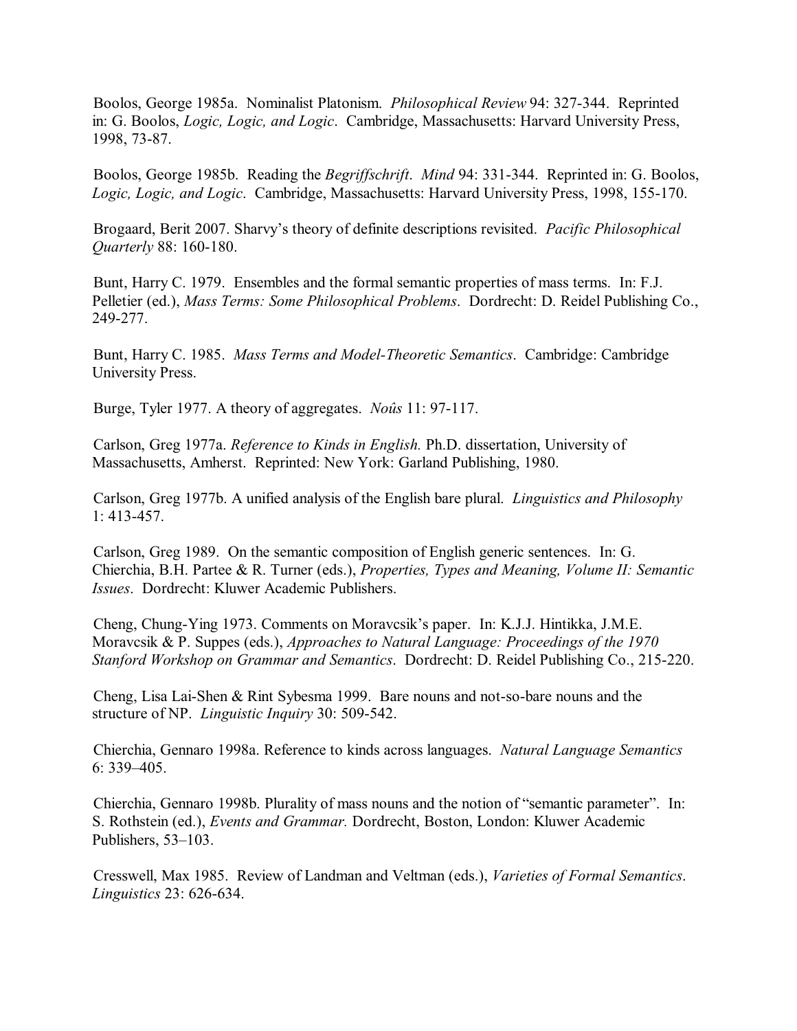Boolos, George 1985a. Nominalist Platonism. *Philosophical Review* 94: 327-344. Reprinted in: G. Boolos, *Logic, Logic, and Logic*. Cambridge, Massachusetts: Harvard University Press, 1998, 73-87.

Boolos, George 1985b. Reading the *Begriffschrift*. *Mind* 94: 331-344. Reprinted in: G. Boolos, *Logic, Logic, and Logic*. Cambridge, Massachusetts: Harvard University Press, 1998, 155-170.

Brogaard, Berit 2007. Sharvy's theory of definite descriptions revisited. *Pacific Philosophical Quarterly* 88: 160-180.

Bunt, Harry C. 1979. Ensembles and the formal semantic properties of mass terms. In: F.J. Pelletier (ed.), *Mass Terms: Some Philosophical Problems*. Dordrecht: D. Reidel Publishing Co., 249-277.

Bunt, Harry C. 1985. *Mass Terms and Model-Theoretic Semantics*. Cambridge: Cambridge University Press.

Burge, Tyler 1977. A theory of aggregates. *Noûs* 11: 97-117.

Carlson, Greg 1977a. *Reference to Kinds in English.* Ph.D. dissertation, University of Massachusetts, Amherst. Reprinted: New York: Garland Publishing, 1980.

Carlson, Greg 1977b. A unified analysis of the English bare plural. *Linguistics and Philosophy* 1: 413-457.

Carlson, Greg 1989. On the semantic composition of English generic sentences. In: G. Chierchia, B.H. Partee & R. Turner (eds.), *Properties, Types and Meaning, Volume II: Semantic Issues*. Dordrecht: Kluwer Academic Publishers.

Cheng, Chung-Ying 1973. Comments on Moravcsik's paper. In: K.J.J. Hintikka, J.M.E. Moravcsik & P. Suppes (eds.), *Approaches to Natural Language: Proceedings of the 1970 Stanford Workshop on Grammar and Semantics*. Dordrecht: D. Reidel Publishing Co., 215-220.

Cheng, Lisa Lai-Shen & Rint Sybesma 1999. Bare nouns and not-so-bare nouns and the structure of NP. *Linguistic Inquiry* 30: 509-542.

Chierchia, Gennaro 1998a. Reference to kinds across languages. *Natural Language Semantics* 6: 339–405.

Chierchia, Gennaro 1998b. Plurality of mass nouns and the notion of "semantic parameter". In: S. Rothstein (ed.), *Events and Grammar.* Dordrecht, Boston, London: Kluwer Academic Publishers, 53–103.

Cresswell, Max 1985. Review of Landman and Veltman (eds.), *Varieties of Formal Semantics*. *Linguistics* 23: 626-634.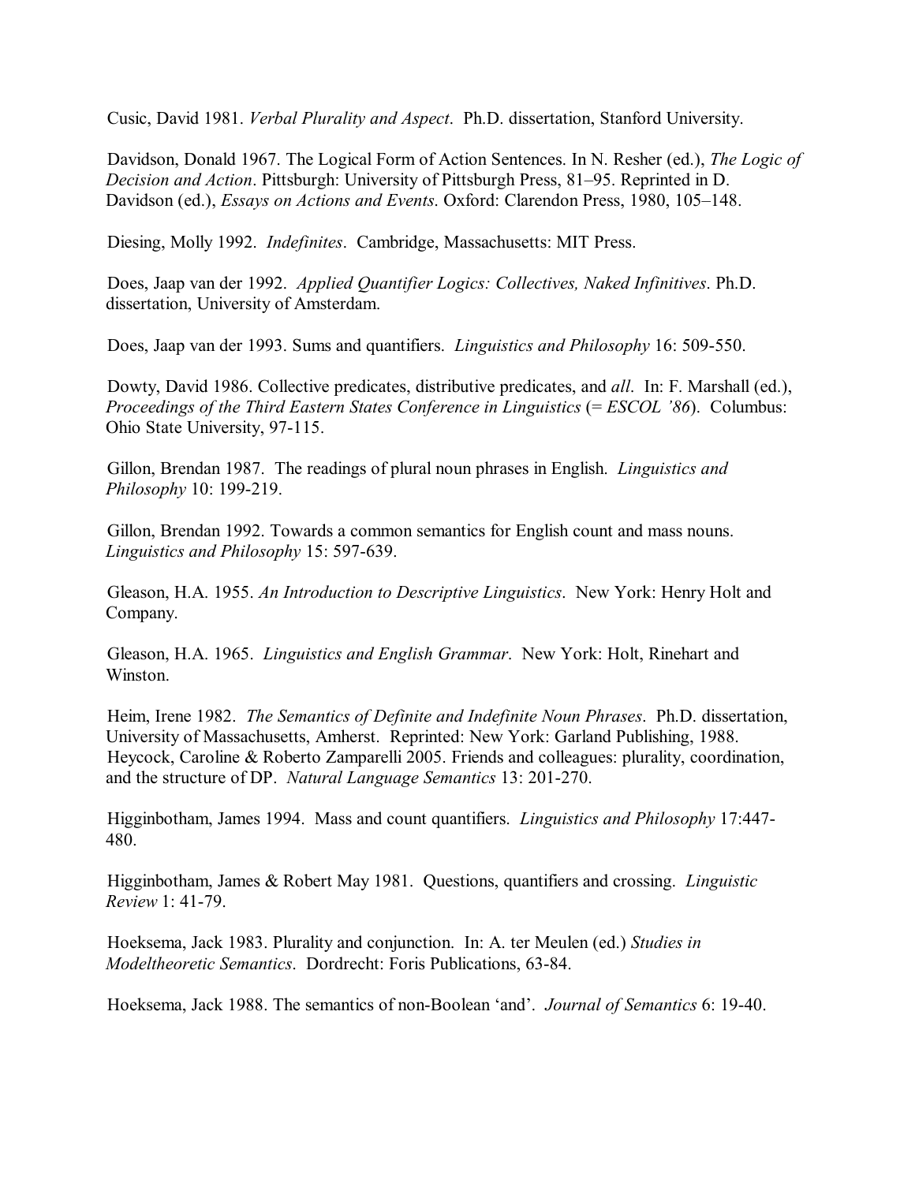Cusic, David 1981. *Verbal Plurality and Aspect*. Ph.D. dissertation, Stanford University.

Davidson, Donald 1967. The Logical Form of Action Sentences. In N. Resher (ed.), *The Logic of Decision and Action*. Pittsburgh: University of Pittsburgh Press, 81–95. Reprinted in D. Davidson (ed.), *Essays on Actions and Events*. Oxford: Clarendon Press, 1980, 105–148.

Diesing, Molly 1992. *Indefinites*. Cambridge, Massachusetts: MIT Press.

Does, Jaap van der 1992. *Applied Quantifier Logics: Collectives, Naked Infinitives*. Ph.D. dissertation, University of Amsterdam.

Does, Jaap van der 1993. Sums and quantifiers. *Linguistics and Philosophy* 16: 509-550.

Dowty, David 1986. Collective predicates, distributive predicates, and *all*. In: F. Marshall (ed.), *Proceedings of the Third Eastern States Conference in Linguistics* (= *ESCOL '86*). Columbus: Ohio State University, 97-115.

Gillon, Brendan 1987. The readings of plural noun phrases in English. *Linguistics and Philosophy* 10: 199-219.

Gillon, Brendan 1992. Towards a common semantics for English count and mass nouns. *Linguistics and Philosophy* 15: 597-639.

Gleason, H.A. 1955. *An Introduction to Descriptive Linguistics*. New York: Henry Holt and Company.

Gleason, H.A. 1965. *Linguistics and English Grammar*. New York: Holt, Rinehart and Winston.

Heim, Irene 1982. *The Semantics of Definite and Indefinite Noun Phrases*. Ph.D. dissertation, University of Massachusetts, Amherst. Reprinted: New York: Garland Publishing, 1988.

Heycock, Caroline & Roberto Zamparelli 2005. Friends and colleagues: plurality, coordination, and the structure of DP. *Natural Language Semantics* 13: 201-270.

Higginbotham, James 1994. Mass and count quantifiers. *Linguistics and Philosophy* 17:447-480.

Higginbotham, James & Robert May 1981. Questions, quantifiers and crossing. *Linguistic Review* 1: 41-79.

Hoeksema, Jack 1983. Plurality and conjunction. In: A. ter Meulen (ed.) *Studies in Modeltheoretic Semantics*. Dordrecht: Foris Publications, 63-84.

Hoeksema, Jack 1988. The semantics of non-Boolean 'and'. *Journal of Semantics* 6: 19-40.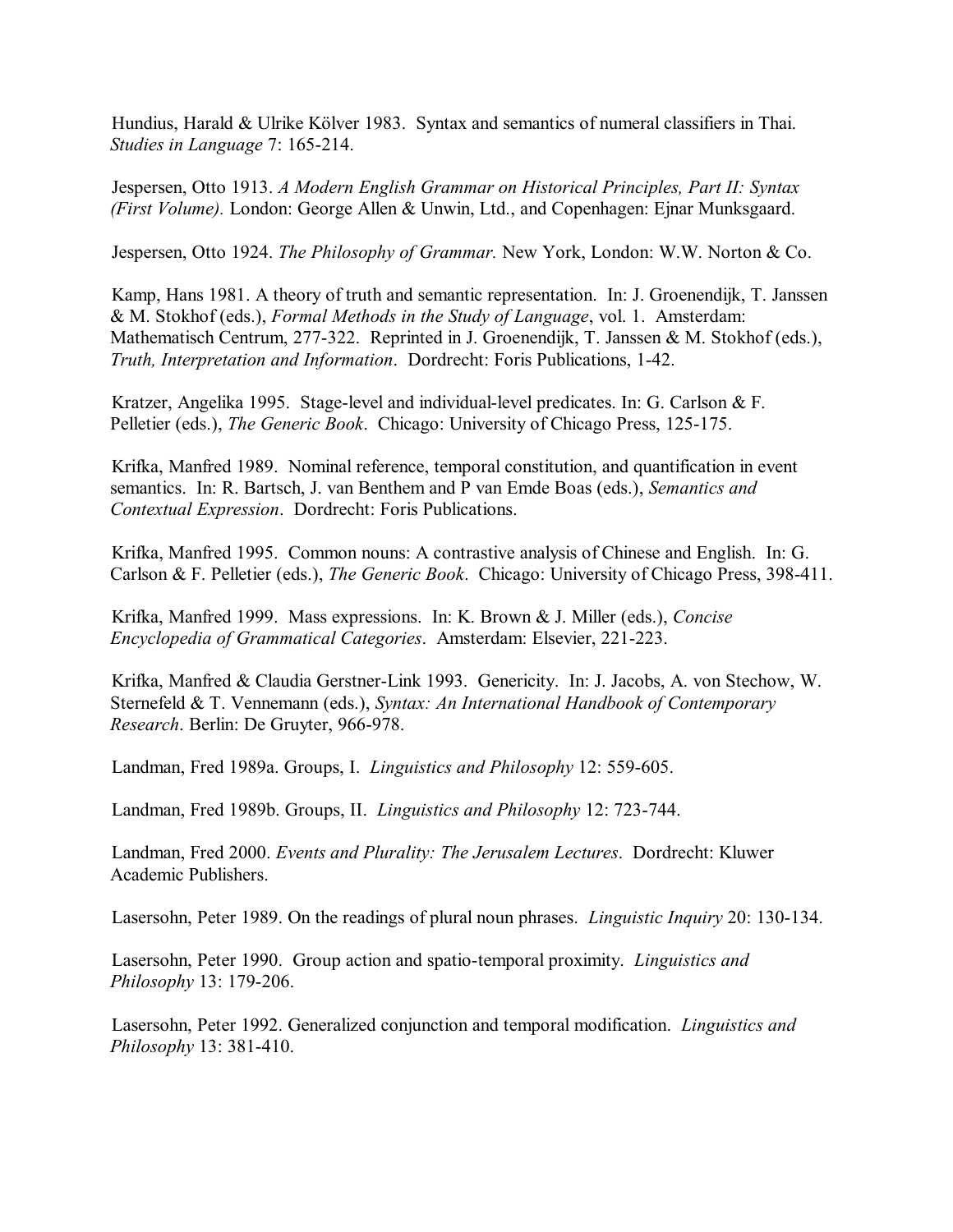Hundius, Harald & Ulrike Kölver 1983. Syntax and semantics of numeral classifiers in Thai. *Studies in Language* 7: 165-214.

Jespersen, Otto 1913. *A Modern English Grammar on Historical Principles, Part II: Syntax (First Volume).* London: George Allen & Unwin, Ltd., and Copenhagen: Ejnar Munksgaard.

Jespersen, Otto 1924. *The Philosophy of Grammar.* New York, London: W.W. Norton & Co.

Kamp, Hans 1981. A theory of truth and semantic representation. In: J. Groenendijk, T. Janssen & M. Stokhof (eds.), *Formal Methods in the Study of Language*, vol. 1. Amsterdam: Mathematisch Centrum, 277-322. Reprinted in J. Groenendijk, T. Janssen & M. Stokhof (eds.), *Truth, Interpretation and Information*. Dordrecht: Foris Publications, 1-42.

Kratzer, Angelika 1995. Stage-level and individual-level predicates. In: G. Carlson & F. Pelletier (eds.), *The Generic Book*. Chicago: University of Chicago Press, 125-175.

Krifka, Manfred 1989. Nominal reference, temporal constitution, and quantification in event semantics. In: R. Bartsch, J. van Benthem and P van Emde Boas (eds.), *Semantics and Contextual Expression*. Dordrecht: Foris Publications.

Krifka, Manfred 1995. Common nouns: A contrastive analysis of Chinese and English. In: G. Carlson & F. Pelletier (eds.), *The Generic Book*. Chicago: University of Chicago Press, 398-411.

Krifka, Manfred 1999. Mass expressions. In: K. Brown & J. Miller (eds.), *Concise Encyclopedia of Grammatical Categories*. Amsterdam: Elsevier, 221-223.

Krifka, Manfred & Claudia Gerstner-Link 1993. Genericity. In: J. Jacobs, A. von Stechow, W. Sternefeld & T. Vennemann (eds.), *Syntax: An International Handbook of Contemporary Research*. Berlin: De Gruyter, 966-978.

Landman, Fred 1989a. Groups, I. *Linguistics and Philosophy* 12: 559-605.

Landman, Fred 1989b. Groups, II. *Linguistics and Philosophy* 12: 723-744.

Landman, Fred 2000. *Events and Plurality: The Jerusalem Lectures*. Dordrecht: Kluwer Academic Publishers.

Lasersohn, Peter 1989. On the readings of plural noun phrases. *Linguistic Inquiry* 20: 130-134.

Lasersohn, Peter 1990. Group action and spatio-temporal proximity. *Linguistics and Philosophy* 13: 179-206.

Lasersohn, Peter 1992. Generalized conjunction and temporal modification. *Linguistics and Philosophy* 13: 381-410.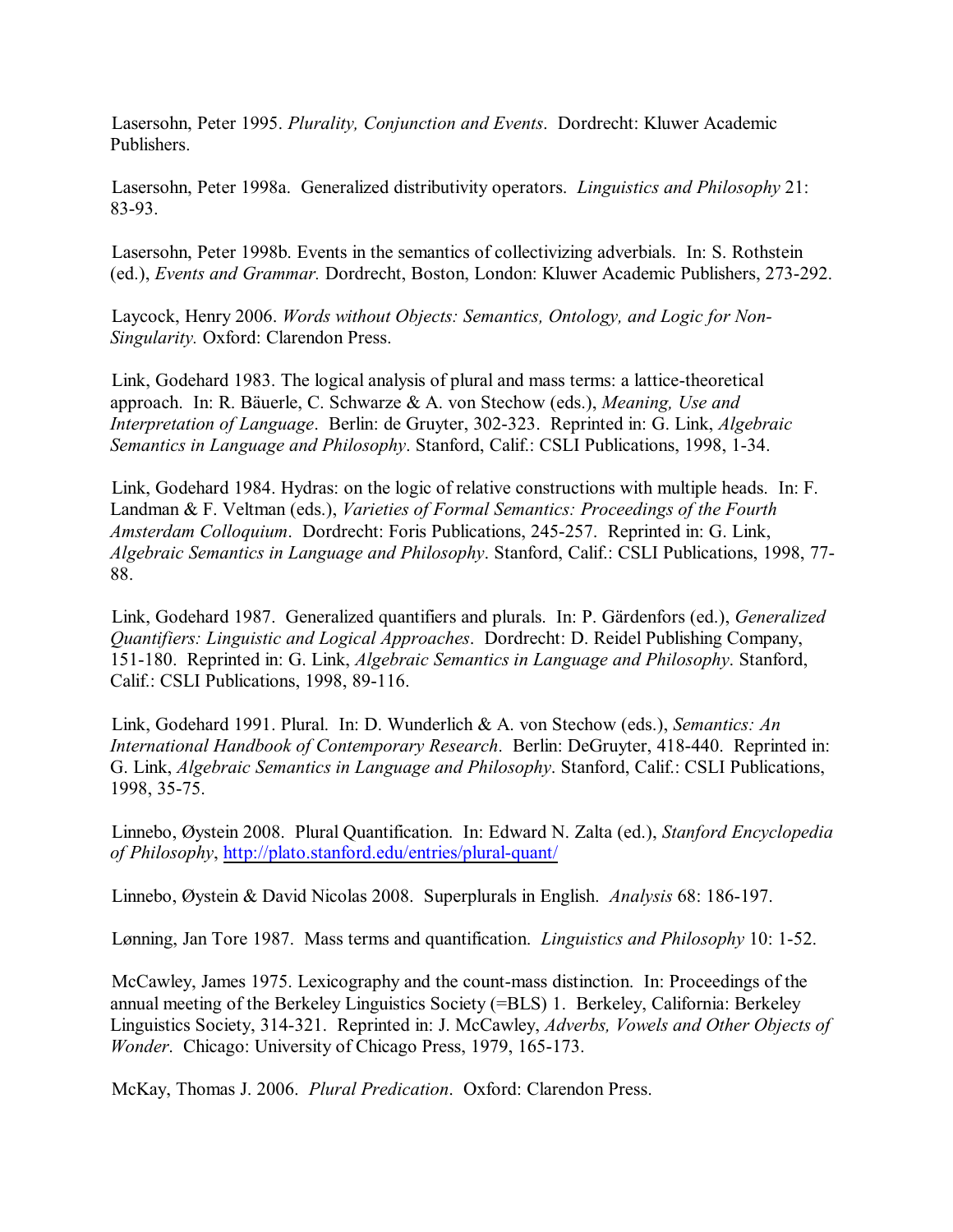Lasersohn, Peter 1995. *Plurality, Conjunction and Events*. Dordrecht: Kluwer Academic Publishers.

Lasersohn, Peter 1998a. Generalized distributivity operators. *Linguistics and Philosophy* 21: 83-93.

Lasersohn, Peter 1998b. Events in the semantics of collectivizing adverbials. In: S. Rothstein (ed.), *Events and Grammar.* Dordrecht, Boston, London: Kluwer Academic Publishers, 273-292.

Laycock, Henry 2006. *Words without Objects: Semantics, Ontology, and Logic for Non-Singularity.* Oxford: Clarendon Press.

Link, Godehard 1983. The logical analysis of plural and mass terms: a lattice-theoretical approach. In: R. Bäuerle, C. Schwarze & A. von Stechow (eds.), *Meaning, Use and Interpretation of Language*. Berlin: de Gruyter, 302-323. Reprinted in: G. Link, *Algebraic Semantics in Language and Philosophy*. Stanford, Calif.: CSLI Publications, 1998, 1-34.

Link, Godehard 1984. Hydras: on the logic of relative constructions with multiple heads. In: F. Landman & F. Veltman (eds.), *Varieties of Formal Semantics: Proceedings of the Fourth Amsterdam Colloquium*. Dordrecht: Foris Publications, 245-257. Reprinted in: G. Link, *Algebraic Semantics in Language and Philosophy*. Stanford, Calif.: CSLI Publications, 1998, 77-88.

Link, Godehard 1987. Generalized quantifiers and plurals. In: P. Gärdenfors (ed.), *Generalized Quantifiers: Linguistic and Logical Approaches*. Dordrecht: D. Reidel Publishing Company, 151-180. Reprinted in: G. Link, *Algebraic Semantics in Language and Philosophy*. Stanford, Calif.: CSLI Publications, 1998, 89-116.

Link, Godehard 1991. Plural. In: D. Wunderlich & A. von Stechow (eds.), *Semantics: An International Handbook of Contemporary Research*. Berlin: DeGruyter, 418-440. Reprinted in: G. Link, *Algebraic Semantics in Language and Philosophy*. Stanford, Calif.: CSLI Publications, 1998, 35-75.

Linnebo, Øystein 2008. Plural Quantification. In: Edward N. Zalta (ed.), *Stanford Encyclopedia of Philosophy*, http://plato.stanford.edu/entries/plural-quant/

Linnebo, Øystein & David Nicolas 2008. Superplurals in English. *Analysis* 68: 186-197.

Lønning, Jan Tore 1987. Mass terms and quantification. *Linguistics and Philosophy* 10: 1-52.

McCawley, James 1975. Lexicography and the count-mass distinction. In: Proceedings of the annual meeting of the Berkeley Linguistics Society (=BLS) 1. Berkeley, California: Berkeley Linguistics Society, 314-321. Reprinted in: J. McCawley, *Adverbs, Vowels and Other Objects of Wonder*. Chicago: University of Chicago Press, 1979, 165-173.

McKay, Thomas J. 2006. *Plural Predication*. Oxford: Clarendon Press.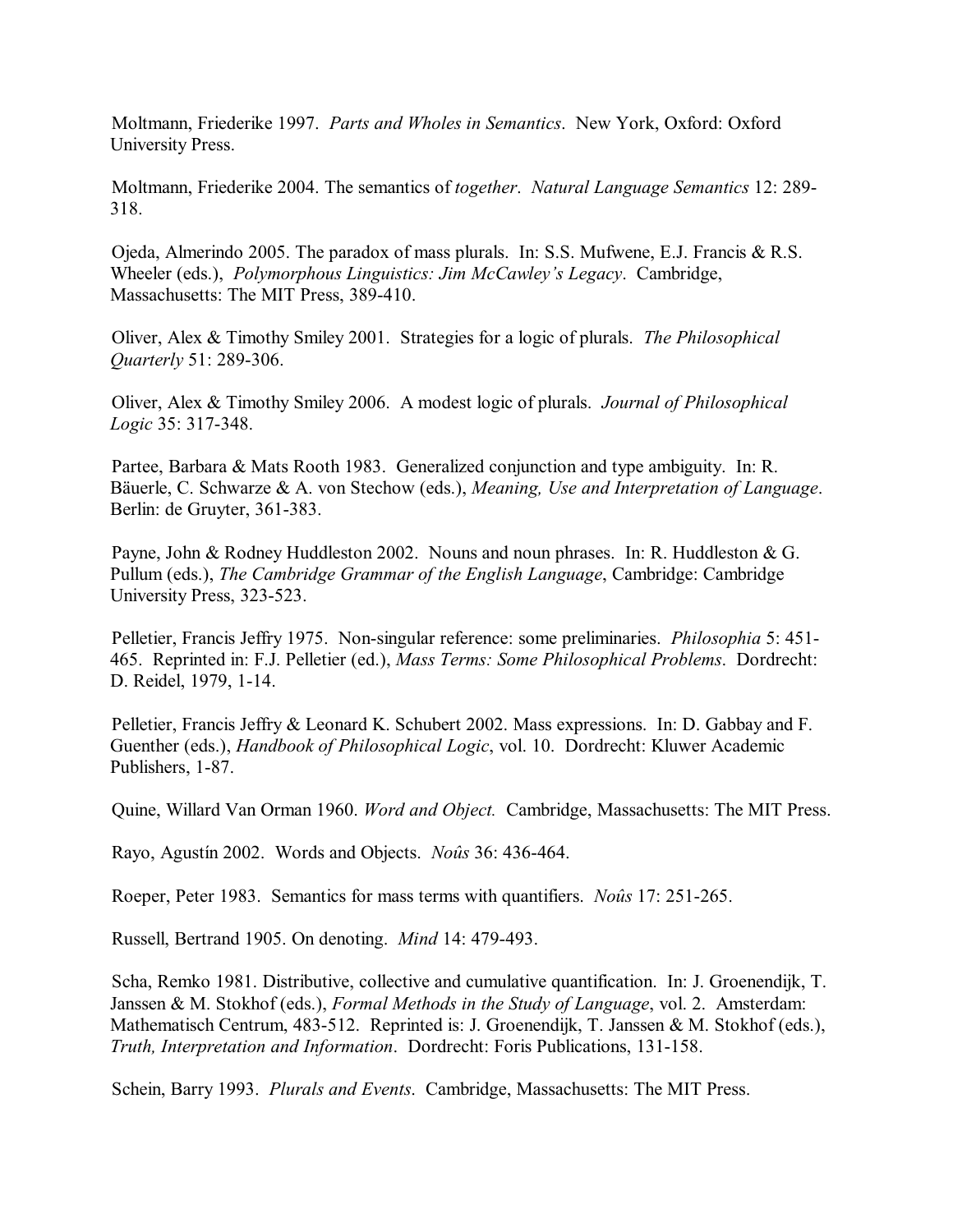Moltmann, Friederike 1997. *Parts and Wholes in Semantics*. New York, Oxford: Oxford University Press.

Moltmann, Friederike 2004. The semantics of *together*. *Natural Language Semantics* 12: 289-318.

Ojeda, Almerindo 2005. The paradox of mass plurals. In: S.S. Mufwene, E.J. Francis & R.S. Wheeler (eds.), *Polymorphous Linguistics: Jim McCawley's Legacy*. Cambridge, Massachusetts: The MIT Press, 389-410.

Oliver, Alex & Timothy Smiley 2001. Strategies for a logic of plurals. *The Philosophical Quarterly* 51: 289-306.

Oliver, Alex & Timothy Smiley 2006. A modest logic of plurals. *Journal of Philosophical Logic* 35: 317-348.

Partee, Barbara & Mats Rooth 1983. Generalized conjunction and type ambiguity. In: R. Bäuerle, C. Schwarze & A. von Stechow (eds.), *Meaning, Use and Interpretation of Language*. Berlin: de Gruyter, 361-383.

Payne, John & Rodney Huddleston 2002. Nouns and noun phrases. In: R. Huddleston & G. Pullum (eds.), *The Cambridge Grammar of the English Language*, Cambridge: Cambridge University Press, 323-523.

Pelletier, Francis Jeffry 1975. Non-singular reference: some preliminaries. *Philosophia* 5: 451-465. Reprinted in: F.J. Pelletier (ed.), *Mass Terms: Some Philosophical Problems*. Dordrecht: D. Reidel, 1979, 1-14.

Pelletier, Francis Jeffry & Leonard K. Schubert 2002. Mass expressions. In: D. Gabbay and F. Guenther (eds.), *Handbook of Philosophical Logic*, vol. 10. Dordrecht: Kluwer Academic Publishers, 1-87.

Quine, Willard Van Orman 1960. *Word and Object.* Cambridge, Massachusetts: The MIT Press.

Rayo, Agustín 2002. Words and Objects. *Noûs* 36: 436-464.

Roeper, Peter 1983. Semantics for mass terms with quantifiers. *Noûs* 17: 251-265.

Russell, Bertrand 1905. On denoting. *Mind* 14: 479-493.

Scha, Remko 1981. Distributive, collective and cumulative quantification. In: J. Groenendijk, T. Janssen & M. Stokhof (eds.), *Formal Methods in the Study of Language*, vol. 2. Amsterdam: Mathematisch Centrum, 483-512. Reprinted is: J. Groenendijk, T. Janssen & M. Stokhof (eds.), *Truth, Interpretation and Information*. Dordrecht: Foris Publications, 131-158.

Schein, Barry 1993. *Plurals and Events*. Cambridge, Massachusetts: The MIT Press.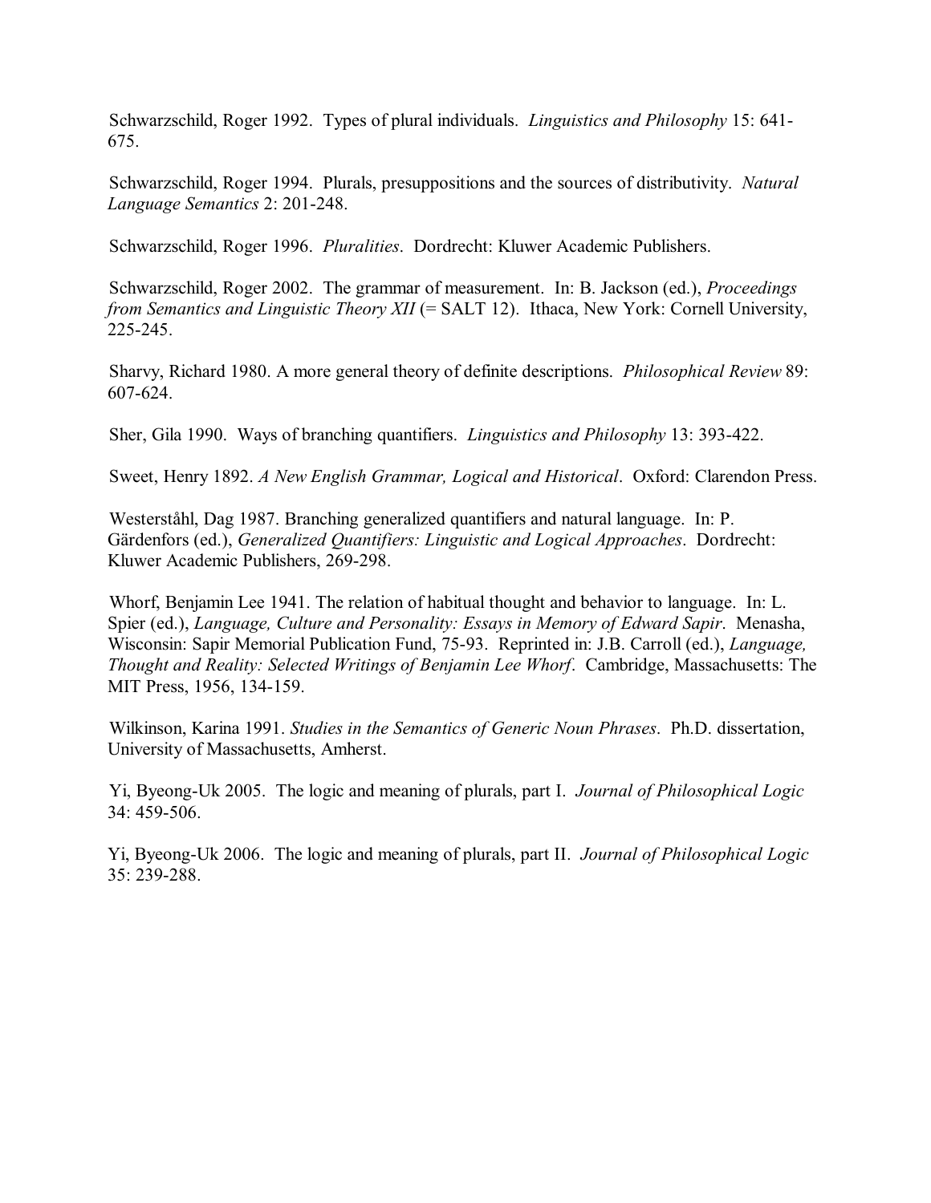Schwarzschild, Roger 1992. Types of plural individuals. *Linguistics and Philosophy* 15: 641-675.

Schwarzschild, Roger 1994. Plurals, presuppositions and the sources of distributivity. *Natural Language Semantics* 2: 201-248.

Schwarzschild, Roger 1996. *Pluralities*. Dordrecht: Kluwer Academic Publishers.

Schwarzschild, Roger 2002. The grammar of measurement. In: B. Jackson (ed.), *Proceedings from Semantics and Linguistic Theory XII* (= SALT 12). Ithaca, New York: Cornell University, 225-245.

Sharvy, Richard 1980. A more general theory of definite descriptions. *Philosophical Review* 89: 607-624.

Sher, Gila 1990. Ways of branching quantifiers. *Linguistics and Philosophy* 13: 393-422.

Sweet, Henry 1892. *A New English Grammar, Logical and Historical*. Oxford: Clarendon Press.

Westerståhl, Dag 1987. Branching generalized quantifiers and natural language. In: P. Gärdenfors (ed.), *Generalized Quantifiers: Linguistic and Logical Approaches*. Dordrecht: Kluwer Academic Publishers, 269-298.

Whorf, Benjamin Lee 1941. The relation of habitual thought and behavior to language. In: L. Spier (ed.), *Language, Culture and Personality: Essays in Memory of Edward Sapir*. Menasha, Wisconsin: Sapir Memorial Publication Fund, 75-93. Reprinted in: J.B. Carroll (ed.), *Language, Thought and Reality: Selected Writings of Benjamin Lee Whorf*. Cambridge, Massachusetts: The MIT Press, 1956, 134-159.

Wilkinson, Karina 1991. *Studies in the Semantics of Generic Noun Phrases*. Ph.D. dissertation, University of Massachusetts, Amherst.

Yi, Byeong-Uk 2005. The logic and meaning of plurals, part I. *Journal of Philosophical Logic* 34: 459-506.

Yi, Byeong-Uk 2006. The logic and meaning of plurals, part II. *Journal of Philosophical Logic* 35: 239-288.